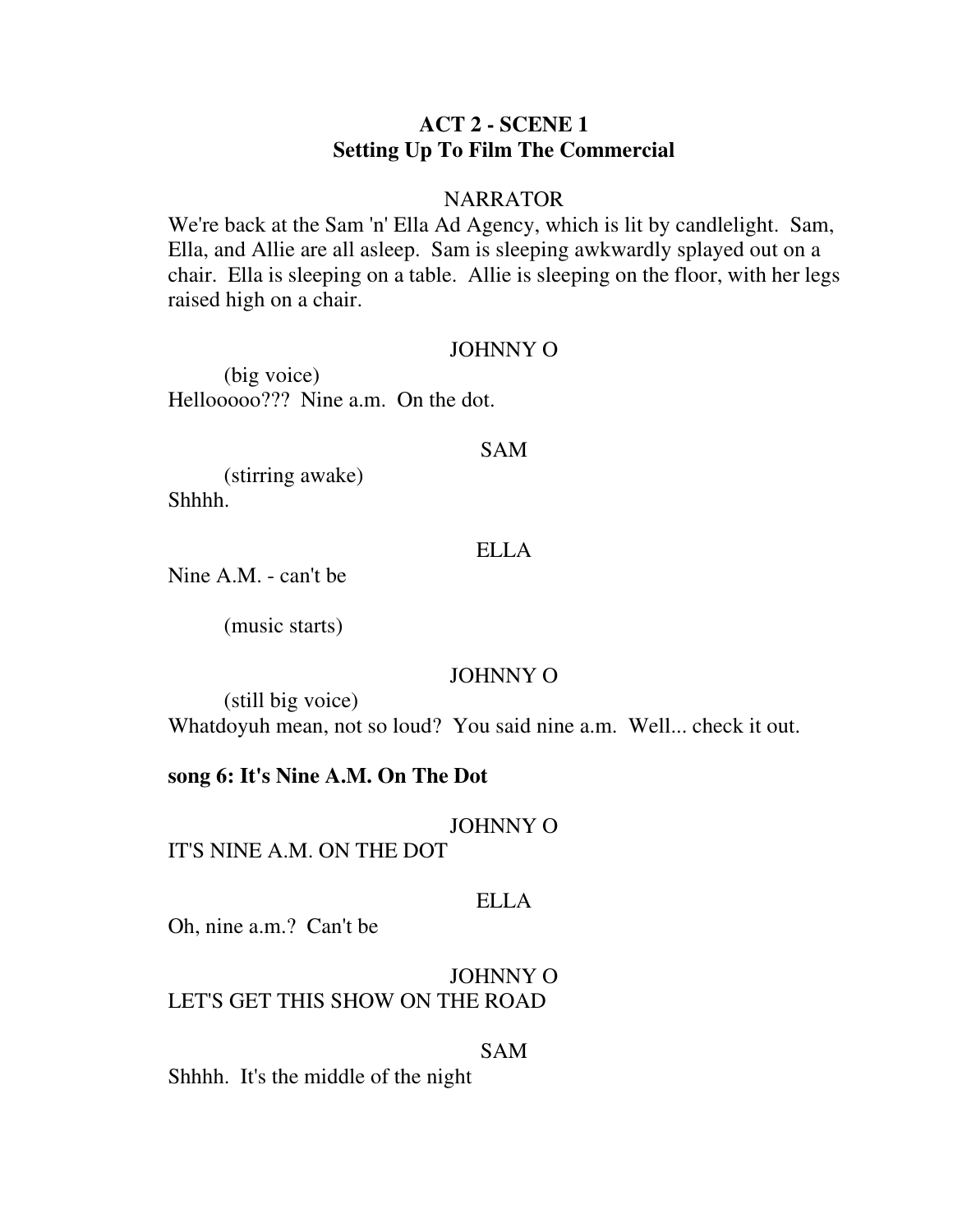## ACT 2 - SCENE 1
## Setting Up To Film The Commercial

NARRATOR

We're back at the Sam 'n' Ella Ad Agency, which is lit by candlelight. Sam, Ella, and Allie are all asleep. Sam is sleeping awkwardly splayed out on a chair. Ella is sleeping on a table. Allie is sleeping on the floor, with her legs raised high on a chair.

JOHNNY O

(big voice)
Hellooooo??? Nine a.m. On the dot.

SAM

(stirring awake)
Shhhh.

ELLA

Nine A.M. - can't be

(music starts)

JOHNNY O

(still big voice)
Whatdoyuh mean, not so loud? You said nine a.m. Well... check it out.

**song 6: It's Nine A.M. On The Dot**

JOHNNY O

IT'S NINE A.M. ON THE DOT

ELLA

Oh, nine a.m.? Can't be

JOHNNY O

LET'S GET THIS SHOW ON THE ROAD

SAM

Shhhh. It's the middle of the night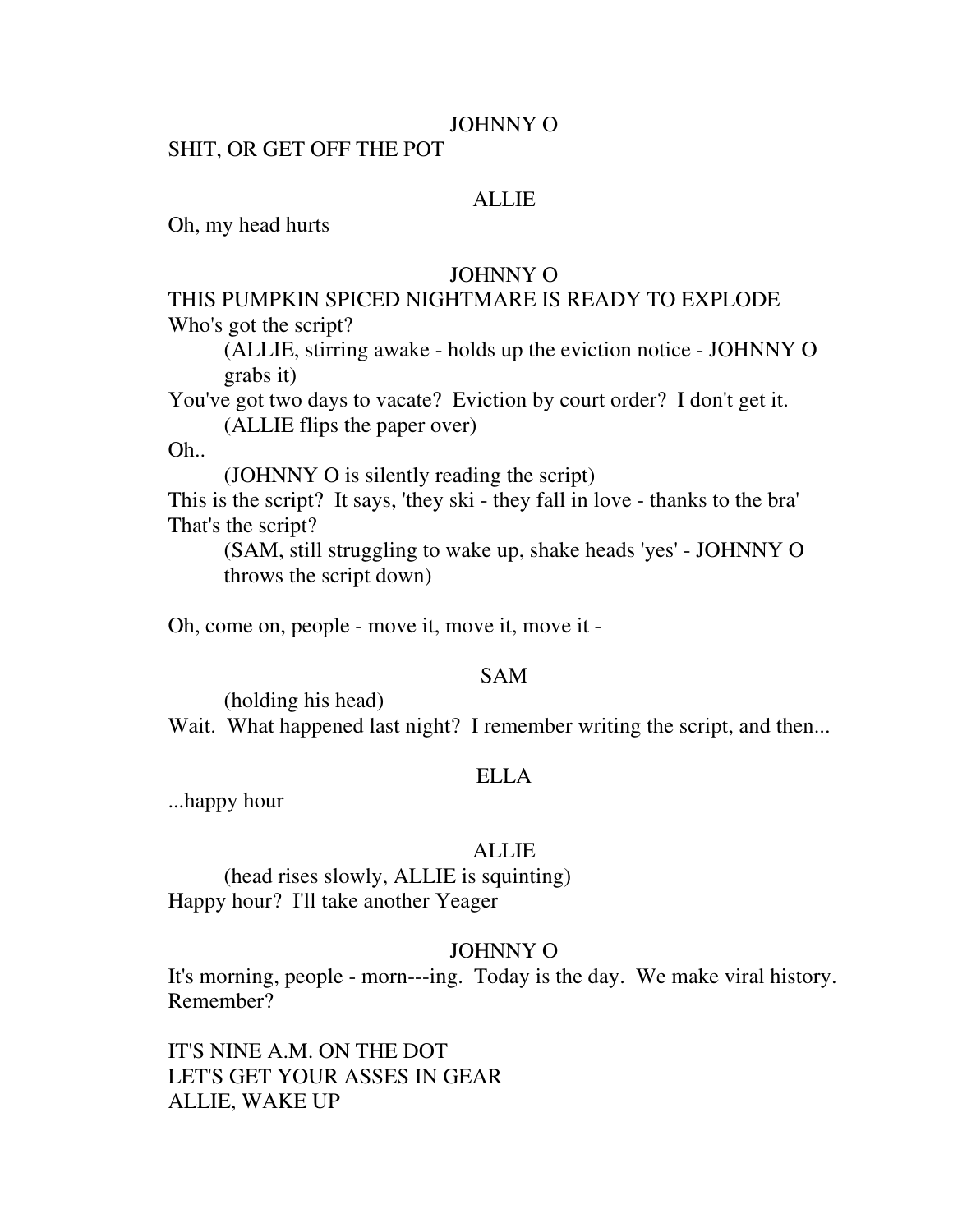JOHNNY O

SHIT, OR GET OFF THE POT

ALLIE

Oh, my head hurts

JOHNNY O

THIS PUMPKIN SPICED NIGHTMARE IS READY TO EXPLODE
Who's got the script?

(ALLIE, stirring awake - holds up the eviction notice - JOHNNY O grabs it)

You've got two days to vacate? Eviction by court order? I don't get it.

(ALLIE flips the paper over)

Oh..

(JOHNNY O is silently reading the script)

This is the script? It says, 'they ski - they fall in love - thanks to the bra'
That's the script?

(SAM, still struggling to wake up, shake heads 'yes' - JOHNNY O throws the script down)

Oh, come on, people - move it, move it, move it -

SAM

(holding his head)

Wait. What happened last night? I remember writing the script, and then...

ELLA

...happy hour

ALLIE

(head rises slowly, ALLIE is squinting)

Happy hour? I'll take another Yeager

JOHNNY O

It's morning, people - morn---ing. Today is the day. We make viral history.
Remember?

IT'S NINE A.M. ON THE DOT
LET'S GET YOUR ASSES IN GEAR
ALLIE, WAKE UP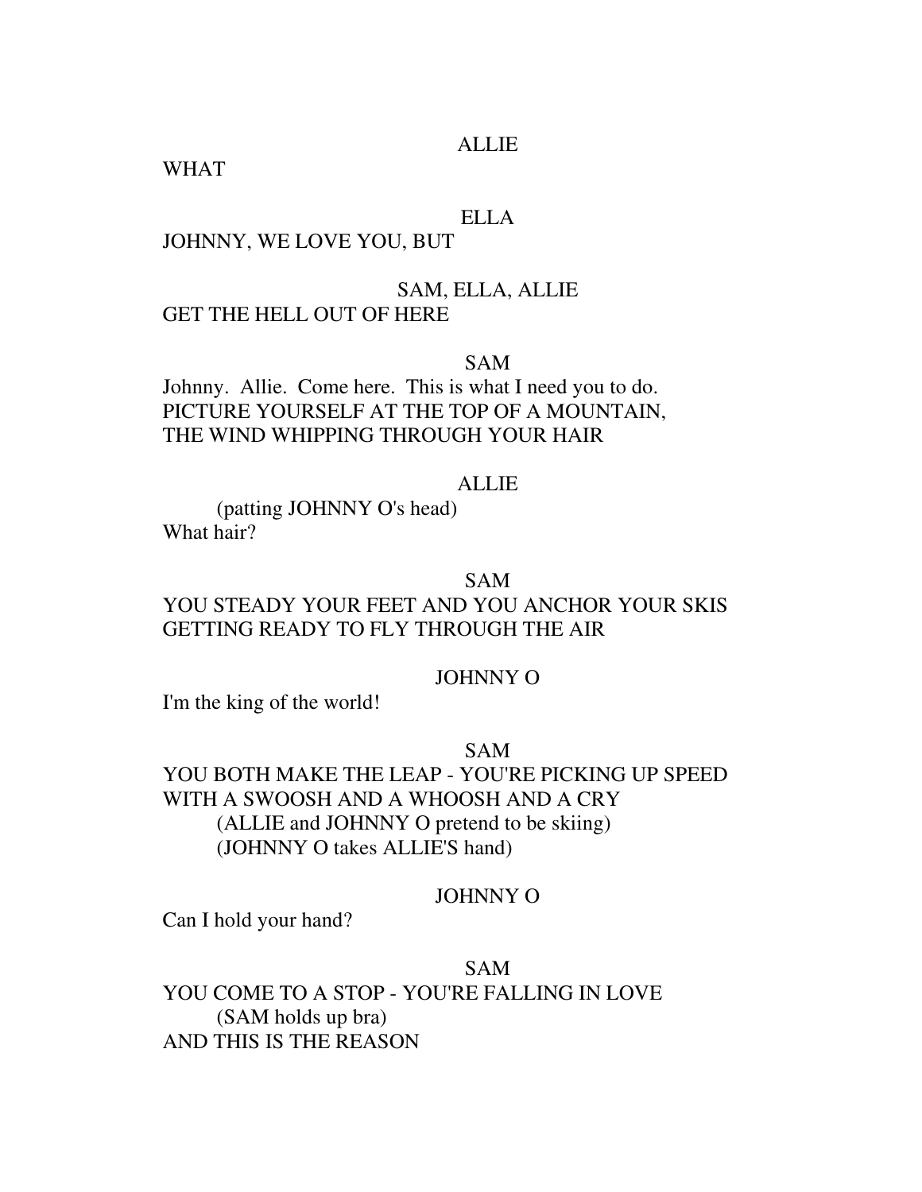ALLIE

WHAT

ELLA

JOHNNY, WE LOVE YOU, BUT

SAM, ELLA, ALLIE

GET THE HELL OUT OF HERE

SAM

Johnny. Allie. Come here. This is what I need you to do.
PICTURE YOURSELF AT THE TOP OF A MOUNTAIN,
THE WIND WHIPPING THROUGH YOUR HAIR

ALLIE

(patting JOHNNY O's head)
What hair?

SAM

YOU STEADY YOUR FEET AND YOU ANCHOR YOUR SKIS
GETTING READY TO FLY THROUGH THE AIR

JOHNNY O

I'm the king of the world!

SAM

YOU BOTH MAKE THE LEAP - YOU'RE PICKING UP SPEED
WITH A SWOOSH AND A WHOOSH AND A CRY
(ALLIE and JOHNNY O pretend to be skiing)
(JOHNNY O takes ALLIE'S hand)

JOHNNY O

Can I hold your hand?

SAM

YOU COME TO A STOP - YOU'RE FALLING IN LOVE
(SAM holds up bra)
AND THIS IS THE REASON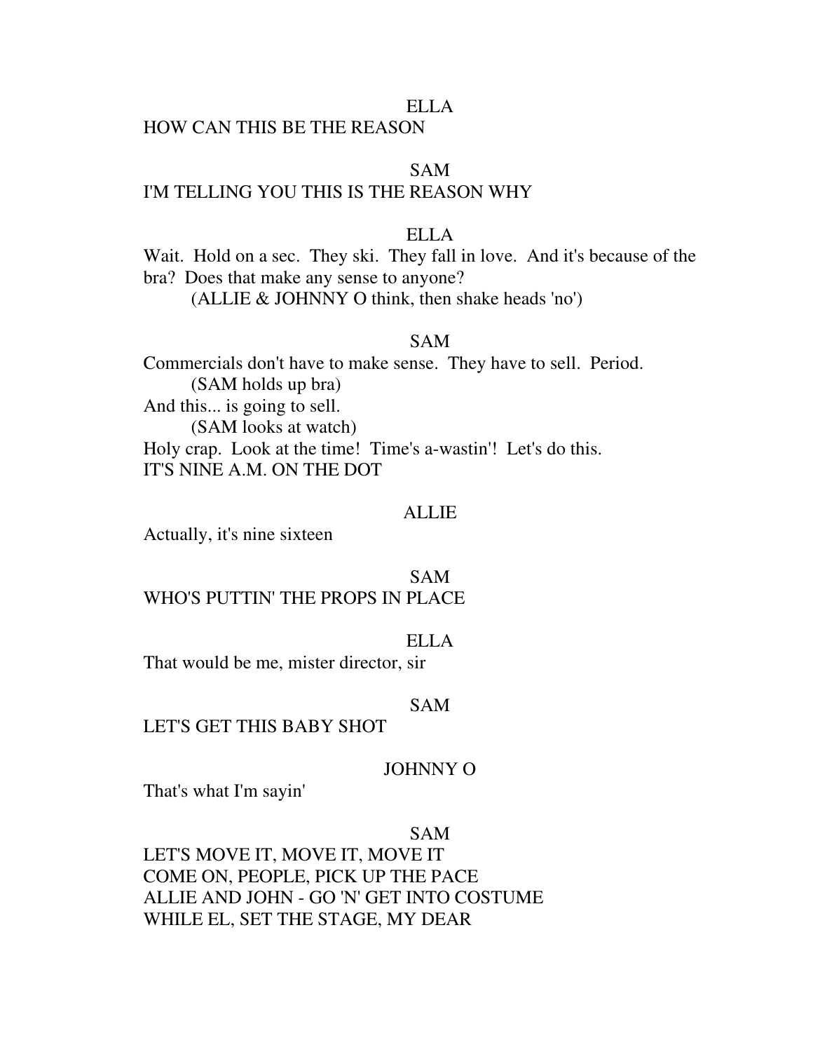ELLA

HOW CAN THIS BE THE REASON

SAM

I'M TELLING YOU THIS IS THE REASON WHY

ELLA

Wait. Hold on a sec. They ski. They fall in love. And it's because of the bra? Does that make any sense to anyone?

(ALLIE & JOHNNY O think, then shake heads 'no')

SAM

Commercials don't have to make sense. They have to sell. Period.

(SAM holds up bra)

And this... is going to sell.

(SAM looks at watch)

Holy crap. Look at the time! Time's a-wastin'! Let's do this.

IT'S NINE A.M. ON THE DOT

ALLIE

Actually, it's nine sixteen

SAM

WHO'S PUTTIN' THE PROPS IN PLACE

ELLA

That would be me, mister director, sir

SAM

LET'S GET THIS BABY SHOT

JOHNNY O

That's what I'm sayin'

SAM

LET'S MOVE IT, MOVE IT, MOVE IT

COME ON, PEOPLE, PICK UP THE PACE

ALLIE AND JOHN - GO 'N' GET INTO COSTUME

WHILE EL, SET THE STAGE, MY DEAR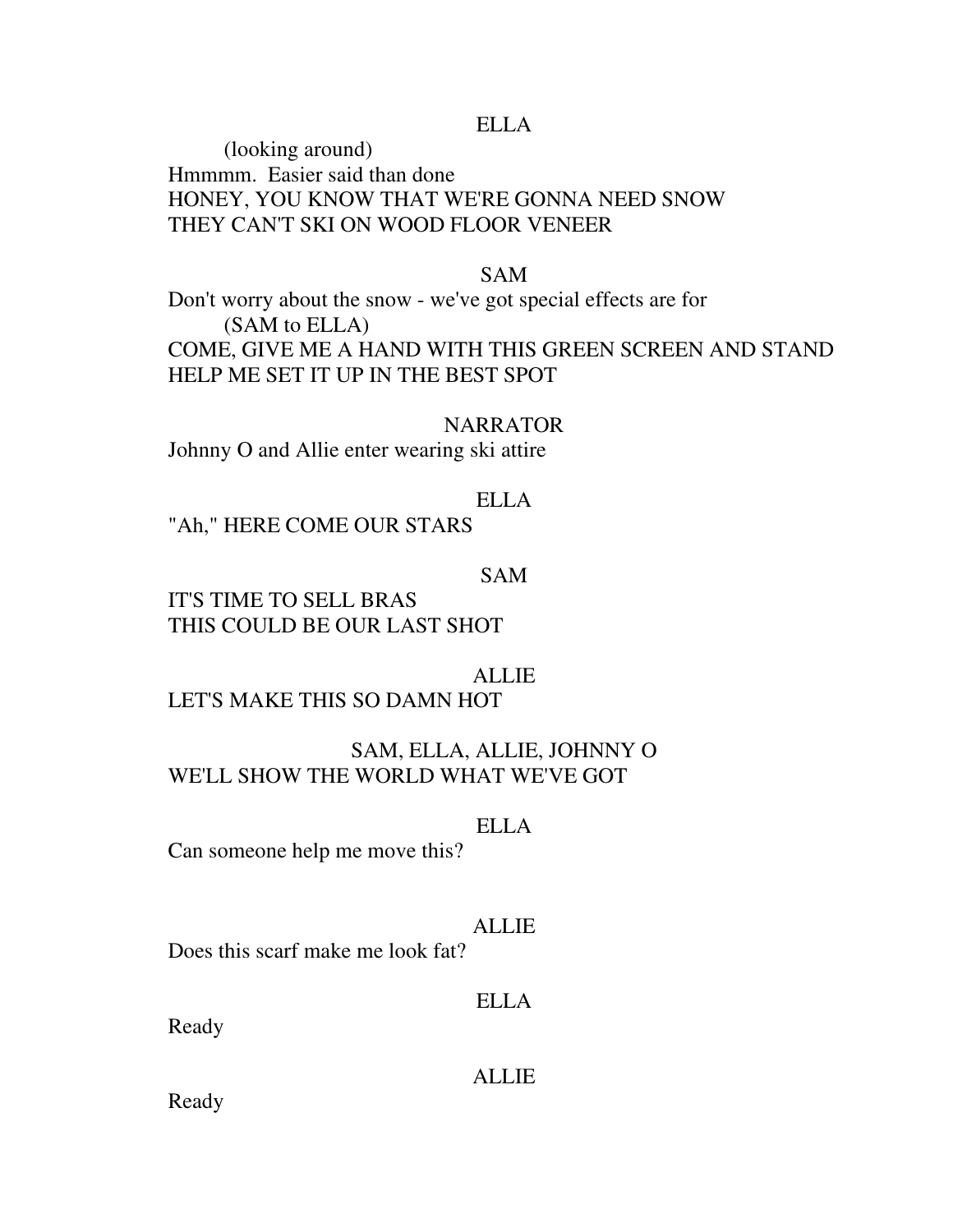ELLA

(looking around)

Hmmmm. Easier said than done

HONEY, YOU KNOW THAT WE'RE GONNA NEED SNOW

THEY CAN'T SKI ON WOOD FLOOR VENEER

SAM

Don't worry about the snow - we've got special effects are for

(SAM to ELLA)

COME, GIVE ME A HAND WITH THIS GREEN SCREEN AND STAND

HELP ME SET IT UP IN THE BEST SPOT

NARRATOR

Johnny O and Allie enter wearing ski attire

ELLA

"Ah," HERE COME OUR STARS

SAM

IT'S TIME TO SELL BRAS

THIS COULD BE OUR LAST SHOT

ALLIE

LET'S MAKE THIS SO DAMN HOT

SAM, ELLA, ALLIE, JOHNNY O

WE'LL SHOW THE WORLD WHAT WE'VE GOT

ELLA

Can someone help me move this?

ALLIE

Does this scarf make me look fat?

ELLA

Ready

ALLIE

Ready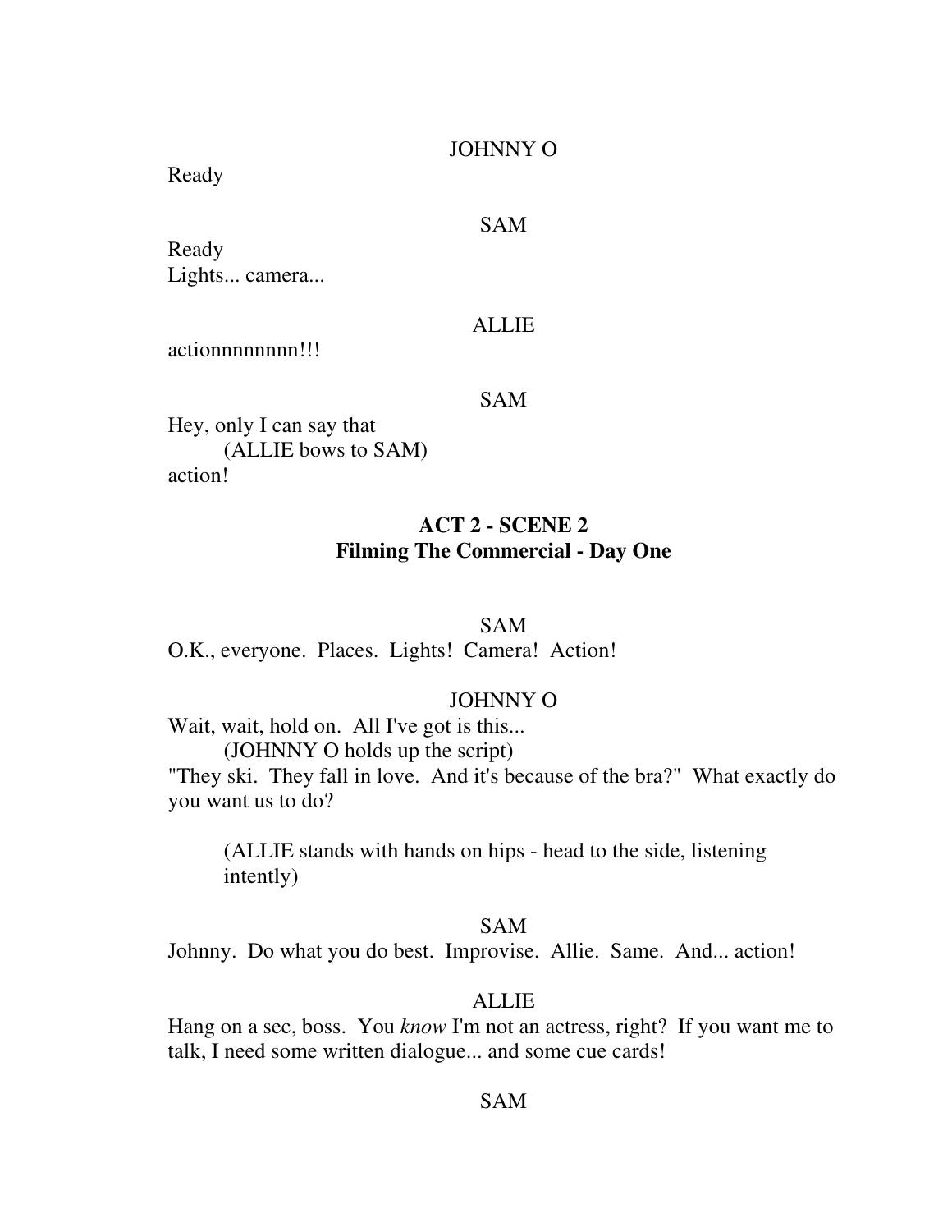JOHNNY O

Ready

SAM

Ready
Lights... camera...

ALLIE

actionnnnnnnn!!!

SAM

Hey, only I can say that
(ALLIE bows to SAM)
action!

## ACT 2 - SCENE 2
## Filming The Commercial - Day One

SAM

O.K., everyone. Places. Lights! Camera! Action!

JOHNNY O

Wait, wait, hold on. All I've got is this...
(JOHNNY O holds up the script)
"They ski. They fall in love. And it's because of the bra?" What exactly do you want us to do?

(ALLIE stands with hands on hips - head to the side, listening intently)

SAM

Johnny. Do what you do best. Improvise. Allie. Same. And... action!

ALLIE

Hang on a sec, boss. You *know* I'm not an actress, right? If you want me to talk, I need some written dialogue... and some cue cards!

SAM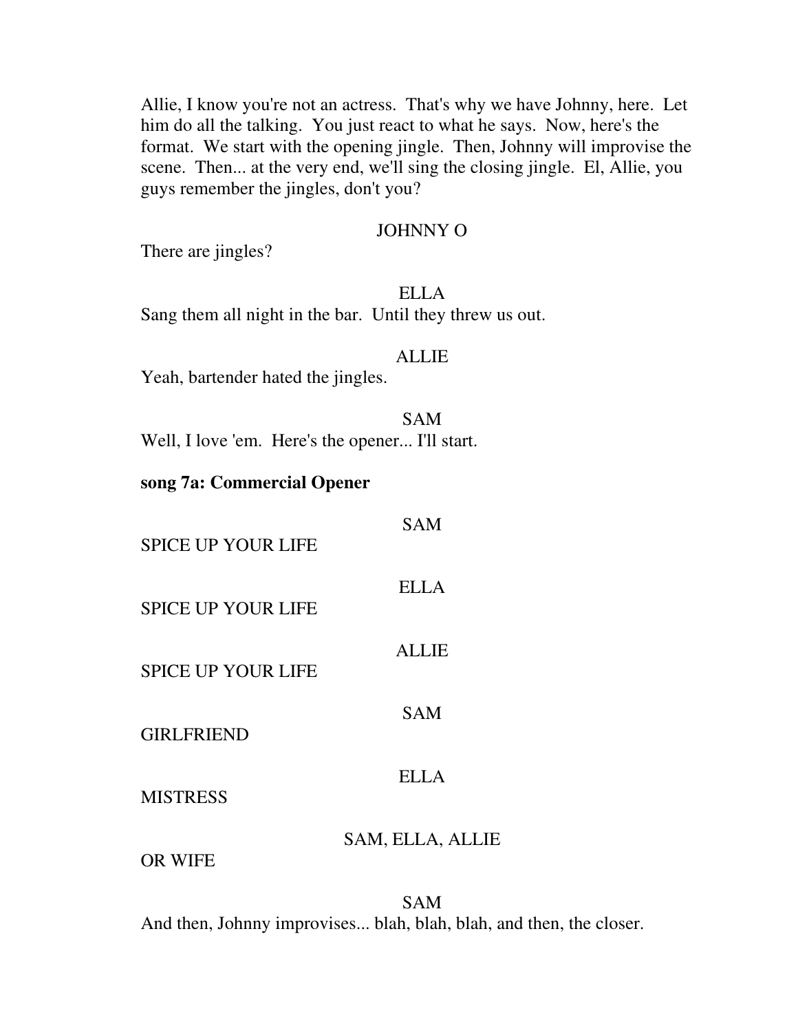Allie, I know you're not an actress. That's why we have Johnny, here. Let him do all the talking. You just react to what he says. Now, here's the format. We start with the opening jingle. Then, Johnny will improvise the scene. Then... at the very end, we'll sing the closing jingle. El, Allie, you guys remember the jingles, don't you?

JOHNNY O

There are jingles?

ELLA

Sang them all night in the bar. Until they threw us out.

ALLIE

Yeah, bartender hated the jingles.

SAM

Well, I love 'em. Here's the opener... I'll start.

**song 7a: Commercial Opener**

SAM

SPICE UP YOUR LIFE

ELLA

SPICE UP YOUR LIFE

ALLIE

SPICE UP YOUR LIFE

SAM

GIRLFRIEND

ELLA

MISTRESS

SAM, ELLA, ALLIE

OR WIFE

SAM

And then, Johnny improvises... blah, blah, blah, and then, the closer.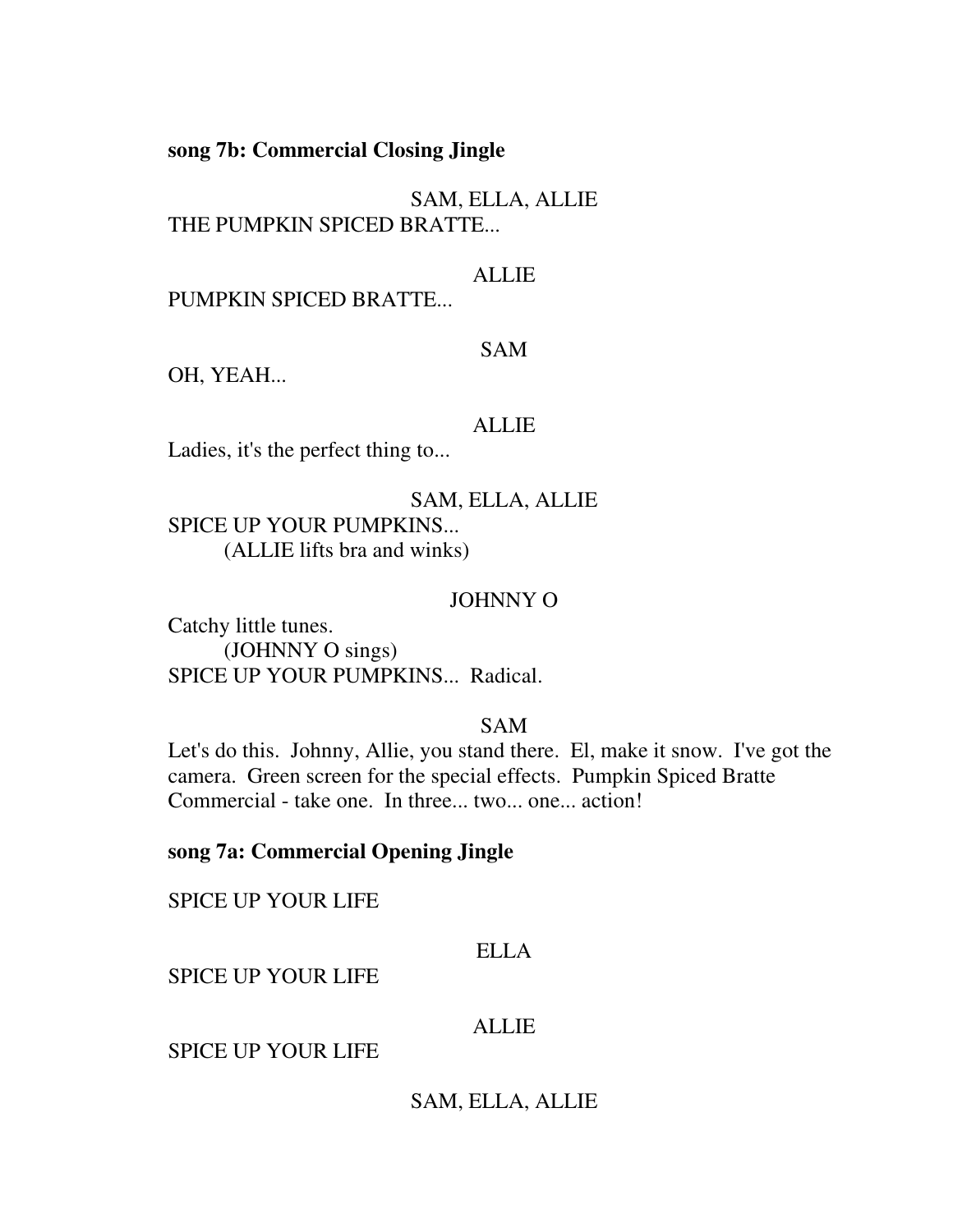**song 7b: Commercial Closing Jingle**

SAM, ELLA, ALLIE
THE PUMPKIN SPICED BRATTE...

ALLIE
PUMPKIN SPICED BRATTE...

SAM
OH, YEAH...

ALLIE
Ladies, it's the perfect thing to...

SAM, ELLA, ALLIE
SPICE UP YOUR PUMPKINS...
(ALLIE lifts bra and winks)

JOHNNY O
Catchy little tunes.
(JOHNNY O sings)
SPICE UP YOUR PUMPKINS... Radical.

SAM
Let's do this. Johnny, Allie, you stand there. El, make it snow. I've got the camera. Green screen for the special effects. Pumpkin Spiced Bratte Commercial - take one. In three... two... one... action!

**song 7a: Commercial Opening Jingle**

SPICE UP YOUR LIFE

ELLA
SPICE UP YOUR LIFE

ALLIE
SPICE UP YOUR LIFE

SAM, ELLA, ALLIE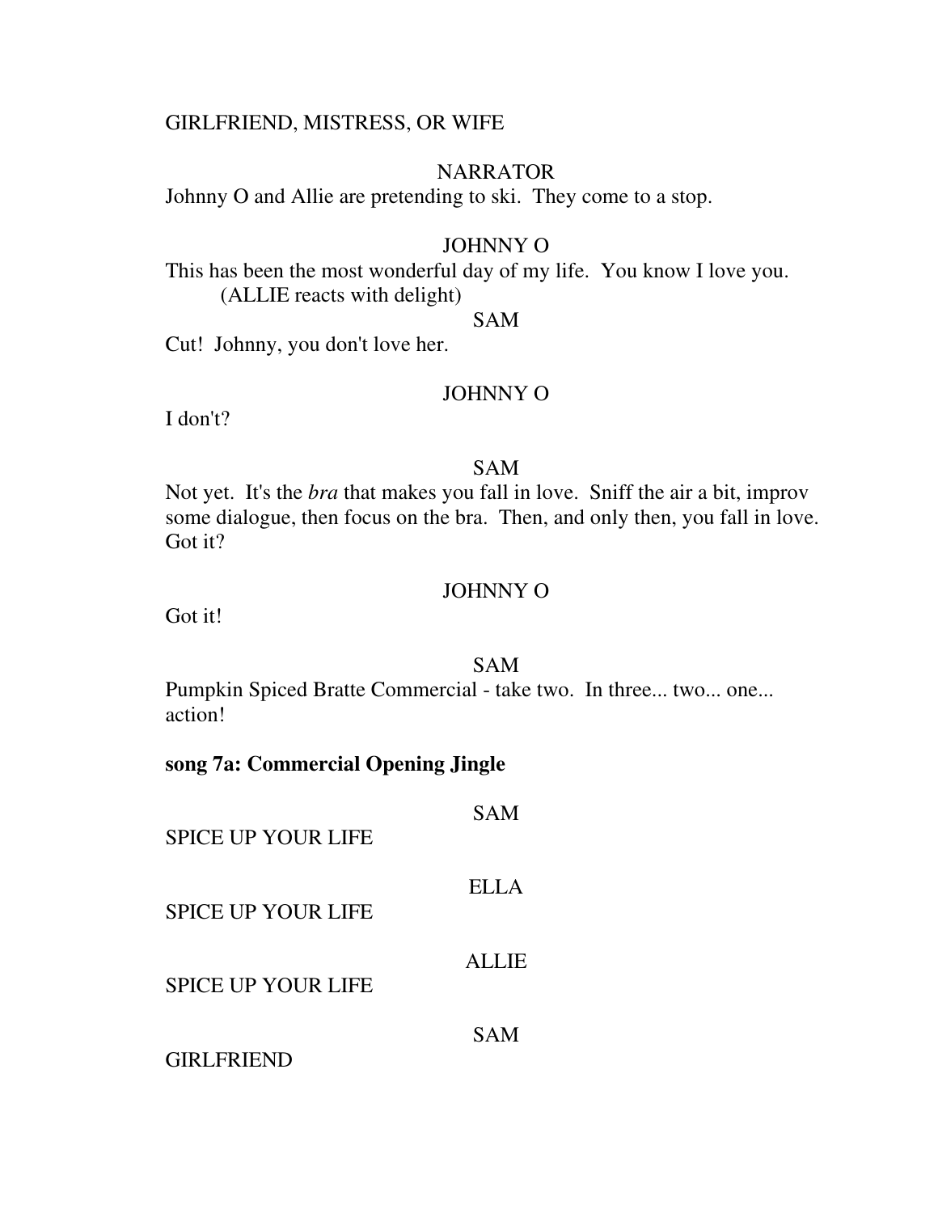GIRLFRIEND, MISTRESS, OR WIFE

NARRATOR

Johnny O and Allie are pretending to ski. They come to a stop.

JOHNNY O

This has been the most wonderful day of my life. You know I love you.

(ALLIE reacts with delight)

SAM

Cut! Johnny, you don't love her.

JOHNNY O

I don't?

SAM

Not yet. It's the *bra* that makes you fall in love. Sniff the air a bit, improv some dialogue, then focus on the bra. Then, and only then, you fall in love. Got it?

JOHNNY O

Got it!

SAM

Pumpkin Spiced Bratte Commercial - take two. In three... two... one... action!

**song 7a: Commercial Opening Jingle**

SAM

SPICE UP YOUR LIFE

ELLA

SPICE UP YOUR LIFE

ALLIE

SPICE UP YOUR LIFE

SAM

GIRLFRIEND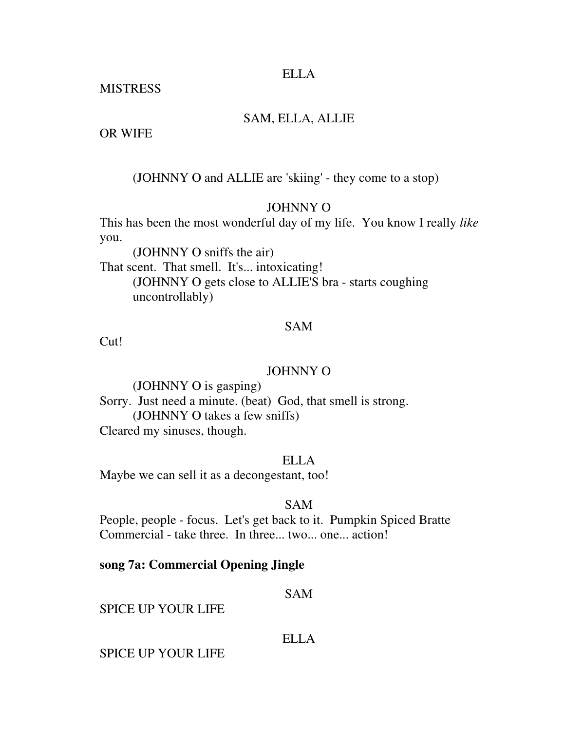ELLA

MISTRESS

SAM, ELLA, ALLIE

OR WIFE

(JOHNNY O and ALLIE are 'skiing' - they come to a stop)

JOHNNY O

This has been the most wonderful day of my life. You know I really *like* you.

(JOHNNY O sniffs the air)

That scent. That smell. It's... intoxicating!

(JOHNNY O gets close to ALLIE'S bra - starts coughing uncontrollably)

SAM

Cut!

JOHNNY O

(JOHNNY O is gasping)

Sorry. Just need a minute. (beat) God, that smell is strong.

(JOHNNY O takes a few sniffs)

Cleared my sinuses, though.

ELLA

Maybe we can sell it as a decongestant, too!

SAM

People, people - focus. Let's get back to it. Pumpkin Spiced Bratte Commercial - take three. In three... two... one... action!

**song 7a: Commercial Opening Jingle**

SAM

SPICE UP YOUR LIFE

ELLA

SPICE UP YOUR LIFE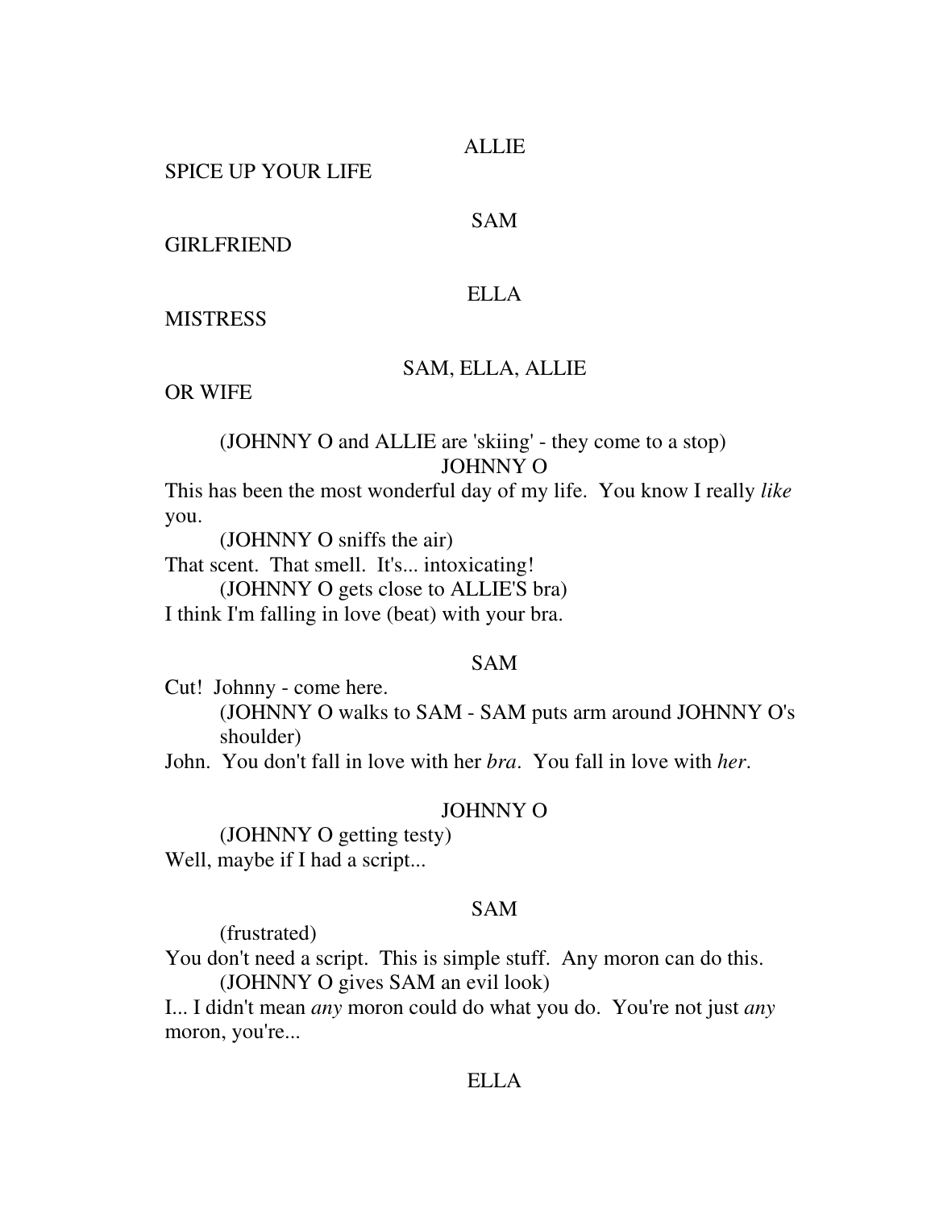ALLIE

SPICE UP YOUR LIFE

SAM

GIRLFRIEND

ELLA

MISTRESS

SAM, ELLA, ALLIE

OR WIFE

(JOHNNY O and ALLIE are 'skiing' - they come to a stop)

JOHNNY O

This has been the most wonderful day of my life. You know I really *like* you.

(JOHNNY O sniffs the air)

That scent. That smell. It's... intoxicating!

(JOHNNY O gets close to ALLIE'S bra)

I think I'm falling in love (beat) with your bra.

SAM

Cut! Johnny - come here.

(JOHNNY O walks to SAM - SAM puts arm around JOHNNY O's shoulder)

John. You don't fall in love with her *bra*. You fall in love with *her*.

JOHNNY O

(JOHNNY O getting testy)

Well, maybe if I had a script...

SAM

(frustrated)

You don't need a script. This is simple stuff. Any moron can do this.

(JOHNNY O gives SAM an evil look)

I... I didn't mean *any* moron could do what you do. You're not just *any* moron, you're...

ELLA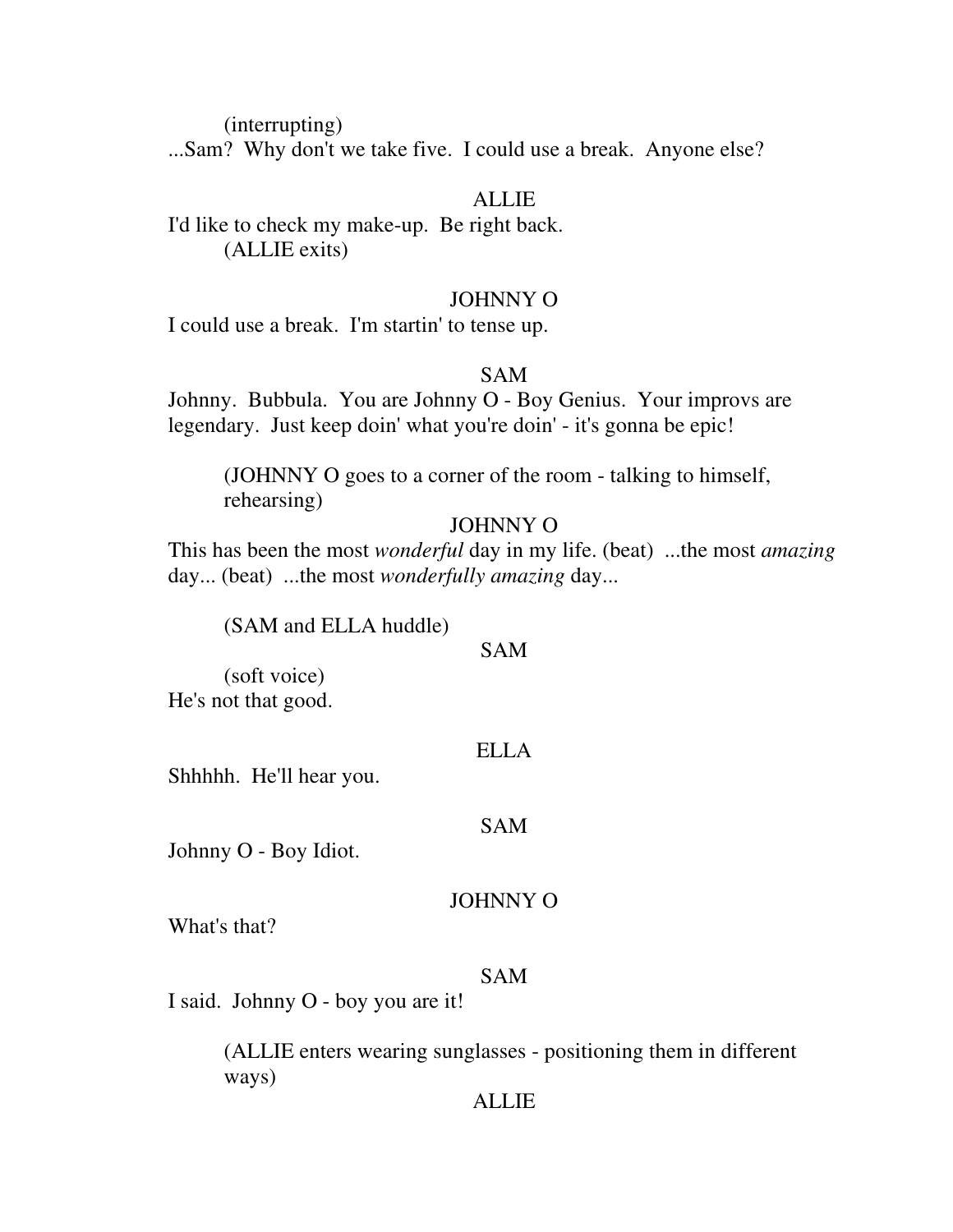(interrupting)
...Sam?  Why don't we take five.  I could use a break.  Anyone else?

ALLIE

I'd like to check my make-up.  Be right back.
(ALLIE exits)

JOHNNY O

I could use a break.  I'm startin' to tense up.

SAM

Johnny.  Bubbula.  You are Johnny O - Boy Genius.  Your improvs are legendary.  Just keep doin' what you're doin' - it's gonna be epic!

(JOHNNY O goes to a corner of the room - talking to himself, rehearsing)

JOHNNY O

This has been the most *wonderful* day in my life. (beat)  ...the most *amazing* day... (beat)  ...the most *wonderfully amazing* day...

(SAM and ELLA huddle)

SAM

(soft voice)
He's not that good.

ELLA

Shhhhh.  He'll hear you.

SAM

Johnny O - Boy Idiot.

JOHNNY O

What's that?

SAM

I said.  Johnny O - boy you are it!

(ALLIE enters wearing sunglasses - positioning them in different ways)

ALLIE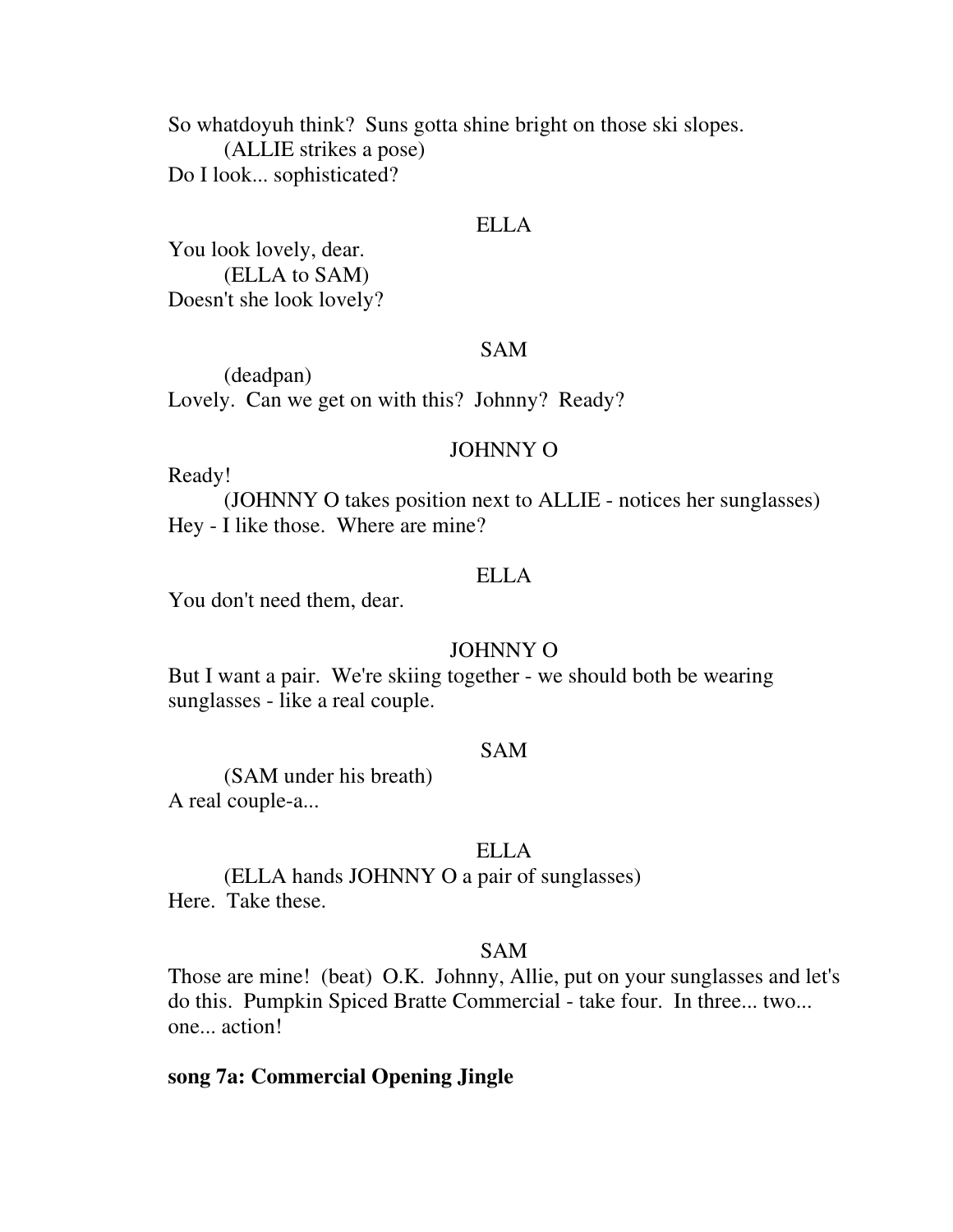So whatdoyuh think?  Suns gotta shine bright on those ski slopes.

(ALLIE strikes a pose)

Do I look... sophisticated?

ELLA

You look lovely, dear.

(ELLA to SAM)

Doesn't she look lovely?

SAM

(deadpan)

Lovely.  Can we get on with this?  Johnny?  Ready?

JOHNNY O

Ready!

(JOHNNY O takes position next to ALLIE - notices her sunglasses)

Hey - I like those.  Where are mine?

ELLA

You don't need them, dear.

JOHNNY O

But I want a pair.  We're skiing together - we should both be wearing sunglasses - like a real couple.

SAM

(SAM under his breath)

A real couple-a...

ELLA

(ELLA hands JOHNNY O a pair of sunglasses)

Here.  Take these.

SAM

Those are mine!  (beat)  O.K.  Johnny, Allie, put on your sunglasses and let's do this.  Pumpkin Spiced Bratte Commercial - take four.  In three... two... one... action!

**song 7a: Commercial Opening Jingle**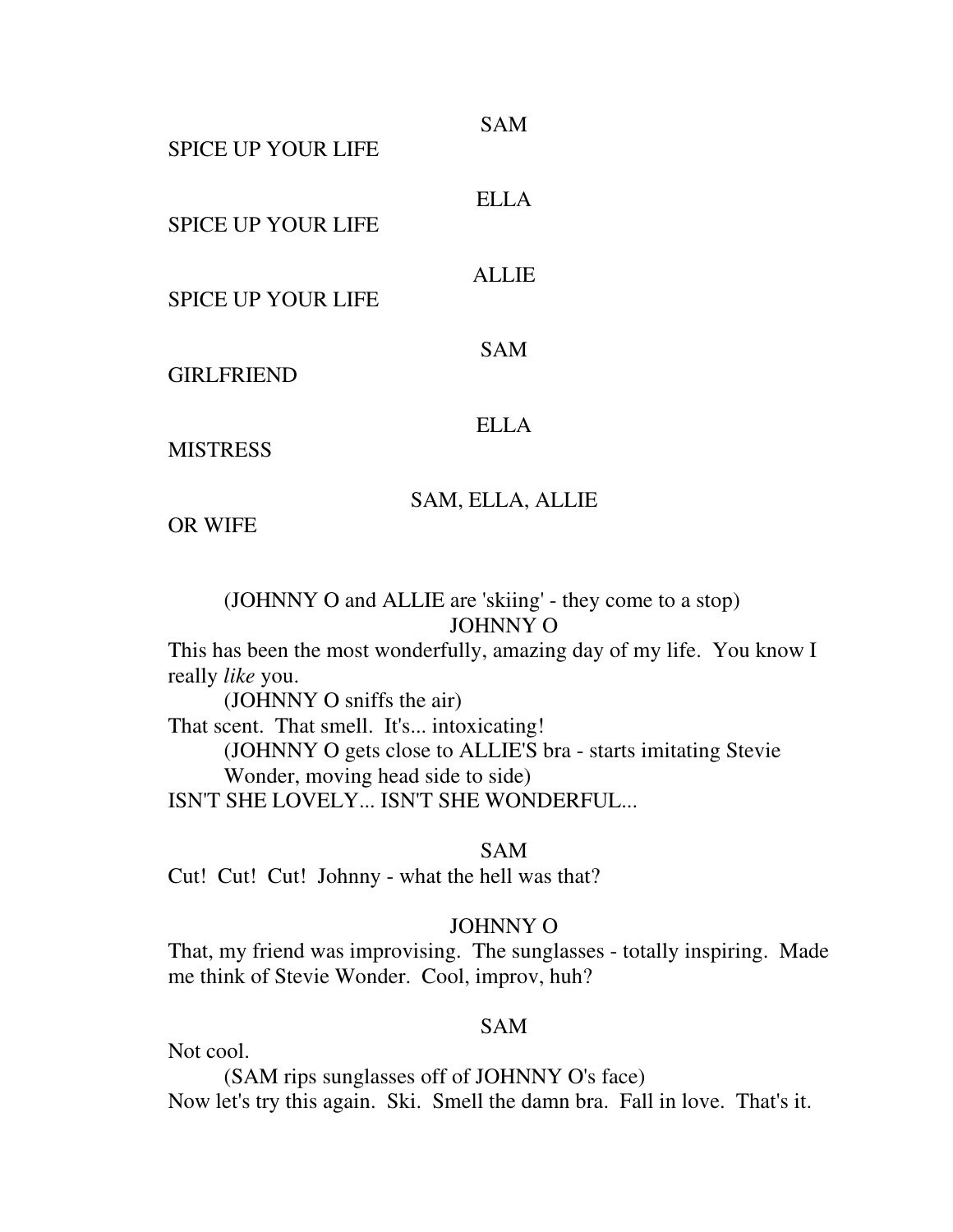SAM

SPICE UP YOUR LIFE

ELLA

SPICE UP YOUR LIFE

ALLIE

SPICE UP YOUR LIFE

SAM

GIRLFRIEND

ELLA

MISTRESS

SAM, ELLA, ALLIE

OR WIFE

(JOHNNY O and ALLIE are 'skiing' - they come to a stop)

JOHNNY O

This has been the most wonderfully, amazing day of my life. You know I really *like* you.

(JOHNNY O sniffs the air)

That scent. That smell. It's... intoxicating!

(JOHNNY O gets close to ALLIE'S bra - starts imitating Stevie Wonder, moving head side to side)

ISN'T SHE LOVELY... ISN'T SHE WONDERFUL...

SAM

Cut! Cut! Cut! Johnny - what the hell was that?

JOHNNY O

That, my friend was improvising. The sunglasses - totally inspiring. Made me think of Stevie Wonder. Cool, improv, huh?

SAM

Not cool.

(SAM rips sunglasses off of JOHNNY O's face)

Now let's try this again. Ski. Smell the damn bra. Fall in love. That's it.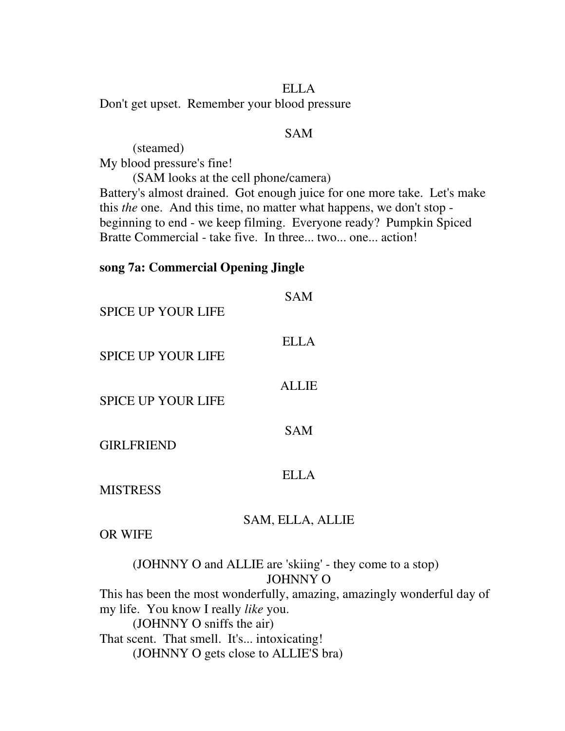ELLA

Don't get upset. Remember your blood pressure

SAM

(steamed)

My blood pressure's fine!

(SAM looks at the cell phone/camera)

Battery's almost drained. Got enough juice for one more take. Let's make this *the* one. And this time, no matter what happens, we don't stop - beginning to end - we keep filming. Everyone ready? Pumpkin Spiced Bratte Commercial - take five. In three... two... one... action!

**song 7a: Commercial Opening Jingle**

SAM

SPICE UP YOUR LIFE

ELLA

SPICE UP YOUR LIFE

ALLIE

SPICE UP YOUR LIFE

SAM

GIRLFRIEND

ELLA

MISTRESS

SAM, ELLA, ALLIE

OR WIFE

(JOHNNY O and ALLIE are 'skiing' - they come to a stop)

JOHNNY O

This has been the most wonderfully, amazing, amazingly wonderful day of my life. You know I really *like* you.

(JOHNNY O sniffs the air)

That scent. That smell. It's... intoxicating!

(JOHNNY O gets close to ALLIE'S bra)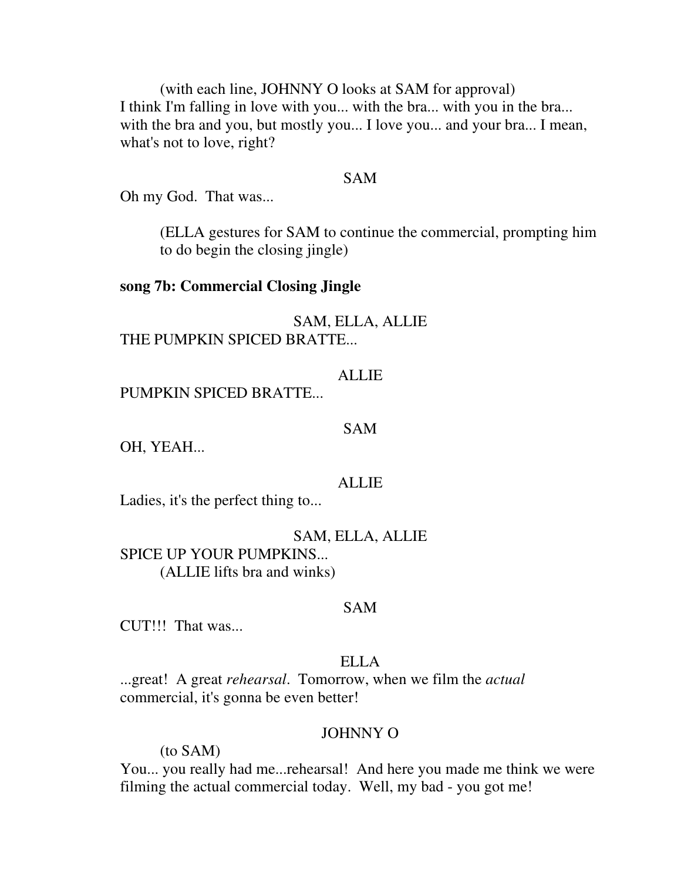(with each line, JOHNNY O looks at SAM for approval)
I think I'm falling in love with you... with the bra... with you in the bra... with the bra and you, but mostly you... I love you... and your bra... I mean, what's not to love, right?

SAM

Oh my God.  That was...

(ELLA gestures for SAM to continue the commercial, prompting him to do begin the closing jingle)

**song 7b: Commercial Closing Jingle**

SAM, ELLA, ALLIE

THE PUMPKIN SPICED BRATTE...

ALLIE

PUMPKIN SPICED BRATTE...

SAM

OH, YEAH...

ALLIE

Ladies, it's the perfect thing to...

SAM, ELLA, ALLIE

SPICE UP YOUR PUMPKINS...
(ALLIE lifts bra and winks)

SAM

CUT!!!  That was...

ELLA

...great!  A great *rehearsal*.  Tomorrow, when we film the *actual* commercial, it's gonna be even better!

JOHNNY O

(to SAM)
You... you really had me...rehearsal!  And here you made me think we were filming the actual commercial today.  Well, my bad - you got me!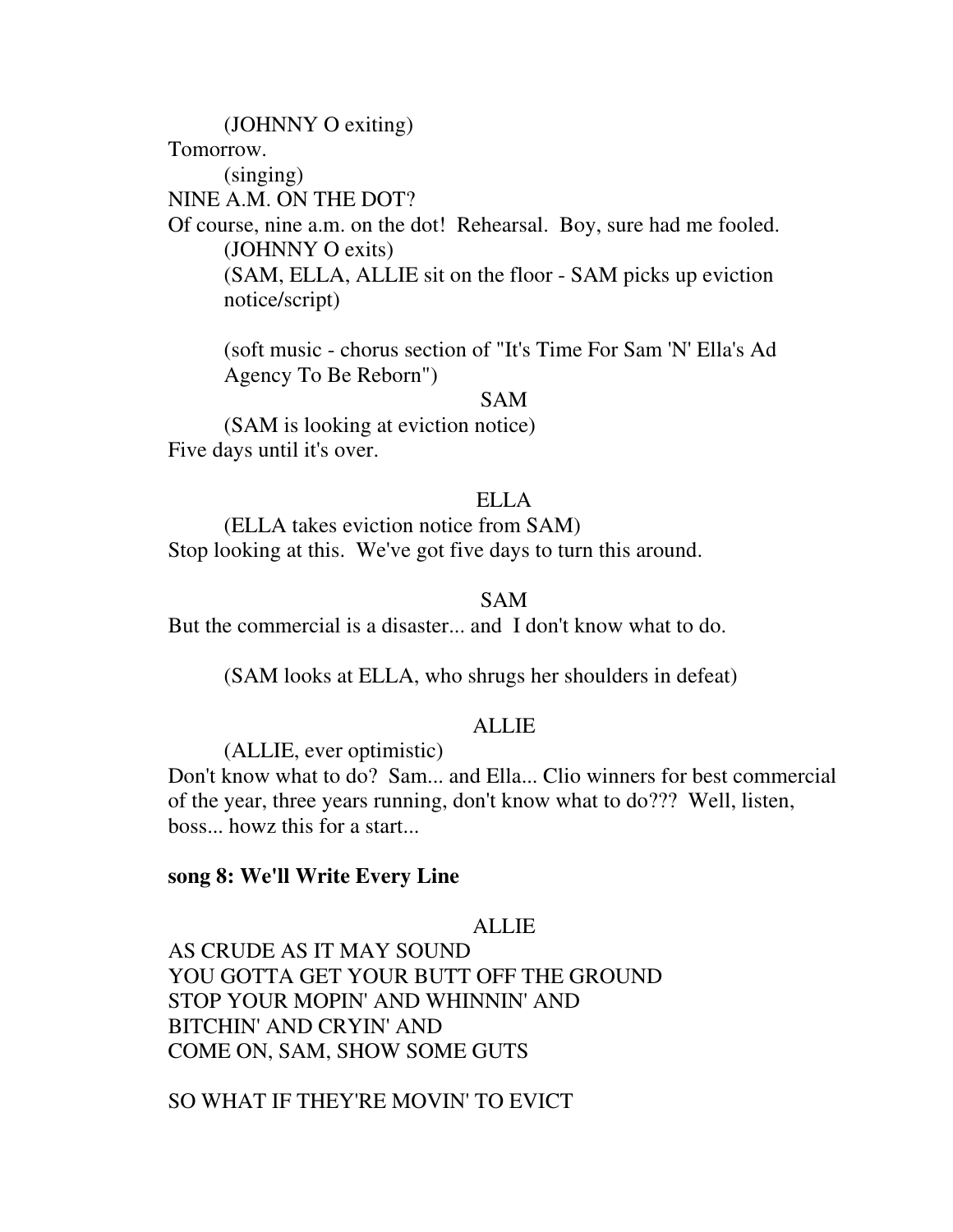(JOHNNY O exiting)

Tomorrow.

(singing)

NINE A.M. ON THE DOT?

Of course, nine a.m. on the dot! Rehearsal. Boy, sure had me fooled.

(JOHNNY O exits)

(SAM, ELLA, ALLIE sit on the floor - SAM picks up eviction notice/script)

(soft music - chorus section of "It's Time For Sam 'N' Ella's Ad Agency To Be Reborn")

SAM

(SAM is looking at eviction notice)

Five days until it's over.

ELLA

(ELLA takes eviction notice from SAM)

Stop looking at this. We've got five days to turn this around.

SAM

But the commercial is a disaster... and I don't know what to do.

(SAM looks at ELLA, who shrugs her shoulders in defeat)

ALLIE

(ALLIE, ever optimistic)

Don't know what to do? Sam... and Ella... Clio winners for best commercial of the year, three years running, don't know what to do??? Well, listen, boss... howz this for a start...

**song 8: We'll Write Every Line**

ALLIE

AS CRUDE AS IT MAY SOUND
YOU GOTTA GET YOUR BUTT OFF THE GROUND
STOP YOUR MOPIN' AND WHINNIN' AND
BITCHIN' AND CRYIN' AND
COME ON, SAM, SHOW SOME GUTS

SO WHAT IF THEY'RE MOVIN' TO EVICT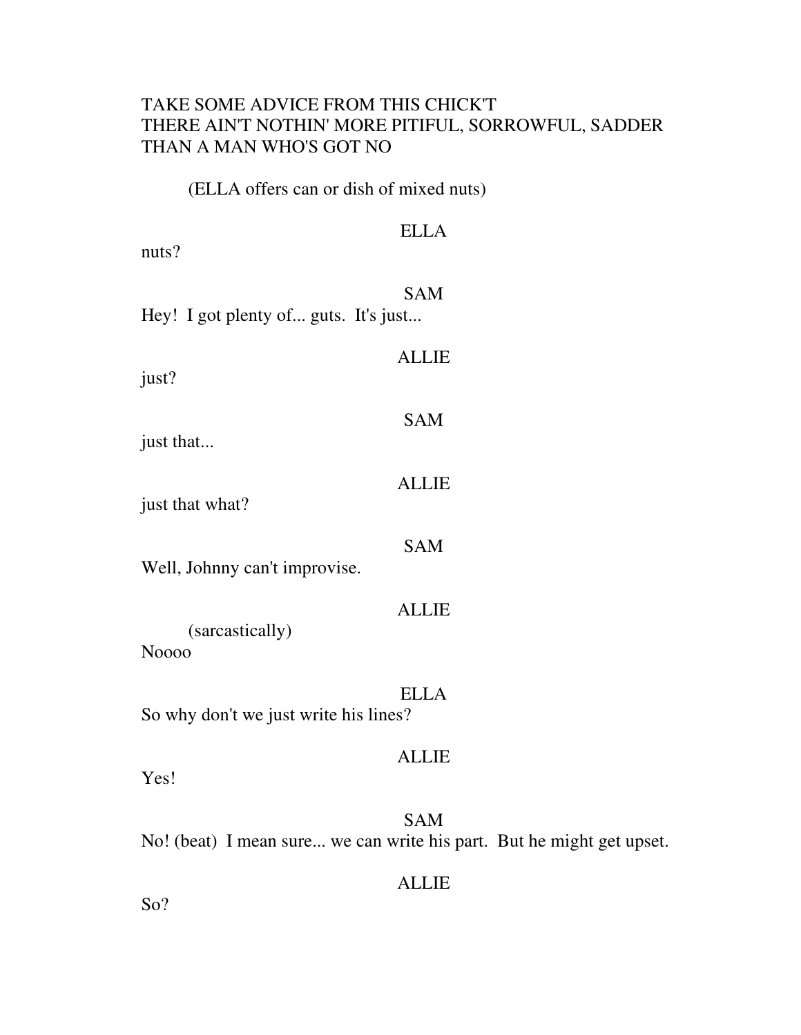TAKE SOME ADVICE FROM THIS CHICK'T
THERE AIN'T NOTHIN' MORE PITIFUL, SORROWFUL, SADDER
THAN A MAN WHO'S GOT NO

(ELLA offers can or dish of mixed nuts)

ELLA

nuts?

SAM

Hey! I got plenty of... guts. It's just...

ALLIE

just?

SAM

just that...

ALLIE

just that what?

SAM

Well, Johnny can't improvise.

ALLIE

(sarcastically)

Noooo

ELLA

So why don't we just write his lines?

ALLIE

Yes!

SAM

No! (beat) I mean sure... we can write his part. But he might get upset.

ALLIE

So?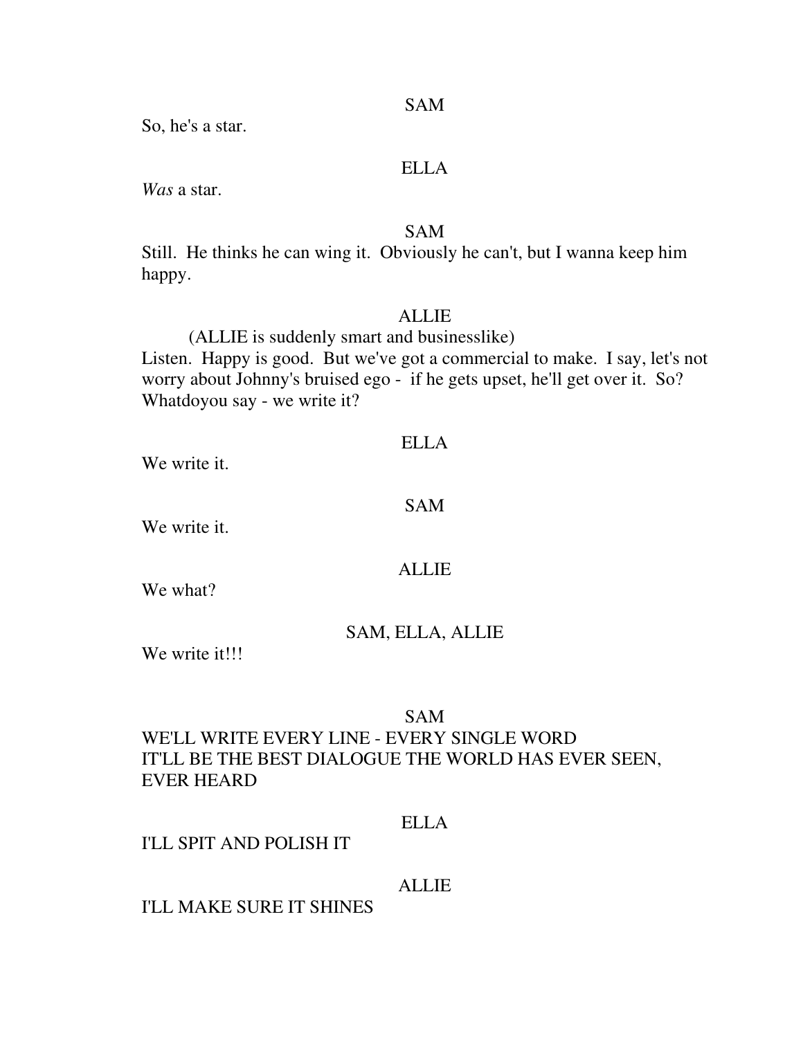SAM

So, he's a star.

ELLA

*Was* a star.

SAM

Still.  He thinks he can wing it.  Obviously he can't, but I wanna keep him happy.

ALLIE

(ALLIE is suddenly smart and businesslike)

Listen.  Happy is good.  But we've got a commercial to make.  I say, let's not worry about Johnny's bruised ego -  if he gets upset, he'll get over it.  So? Whatdoyou say - we write it?

ELLA

We write it.

SAM

We write it.

ALLIE

We what?

SAM, ELLA, ALLIE

We write it!!!

SAM

WE'LL WRITE EVERY LINE - EVERY SINGLE WORD
IT'LL BE THE BEST DIALOGUE THE WORLD HAS EVER SEEN, EVER HEARD

ELLA

I'LL SPIT AND POLISH IT

ALLIE

I'LL MAKE SURE IT SHINES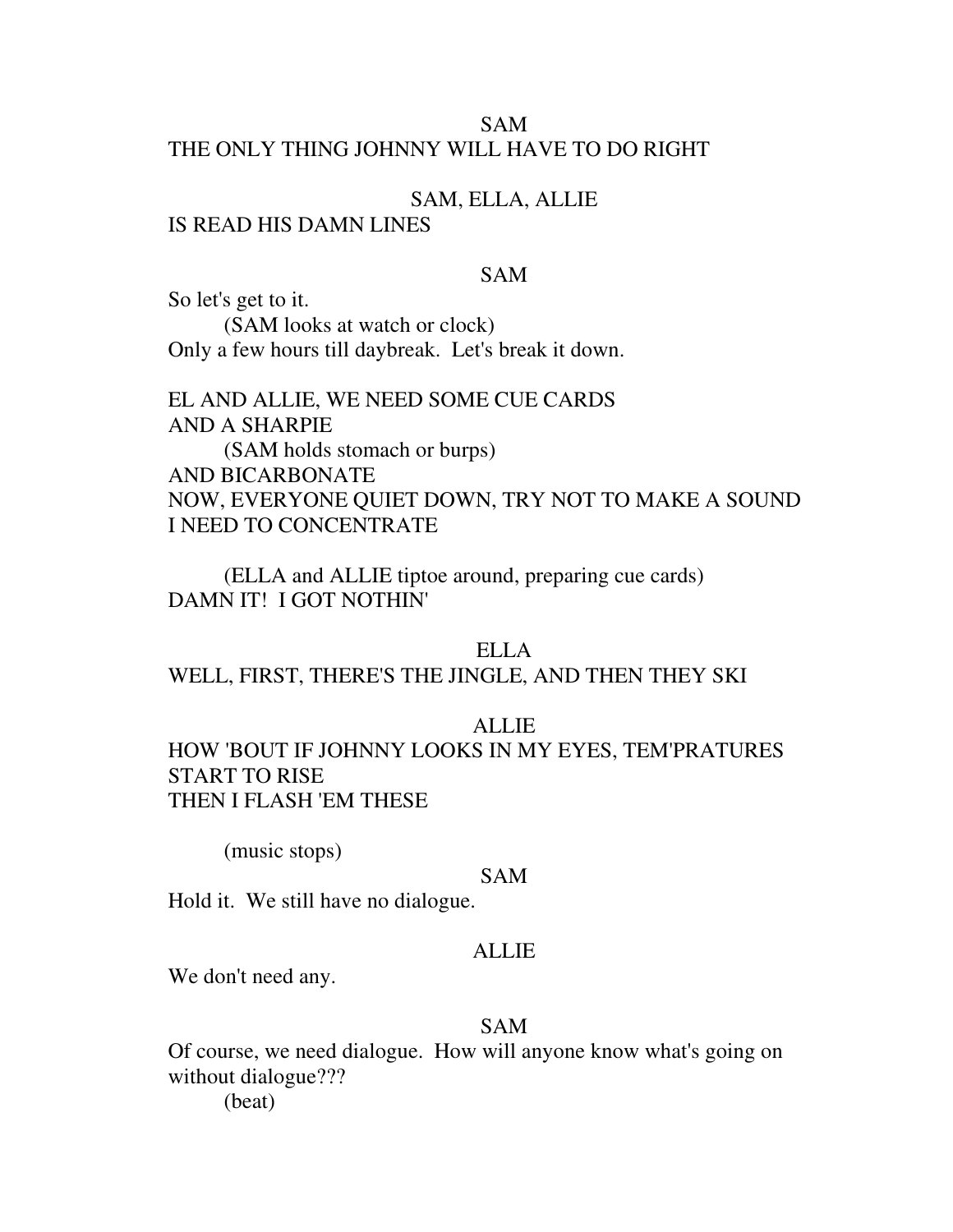SAM

THE ONLY THING JOHNNY WILL HAVE TO DO RIGHT

SAM, ELLA, ALLIE

IS READ HIS DAMN LINES

SAM

So let's get to it.

(SAM looks at watch or clock)

Only a few hours till daybreak. Let's break it down.

EL AND ALLIE, WE NEED SOME CUE CARDS
AND A SHARPIE

(SAM holds stomach or burps)

AND BICARBONATE
NOW, EVERYONE QUIET DOWN, TRY NOT TO MAKE A SOUND
I NEED TO CONCENTRATE

(ELLA and ALLIE tiptoe around, preparing cue cards)

DAMN IT! I GOT NOTHIN'

ELLA

WELL, FIRST, THERE'S THE JINGLE, AND THEN THEY SKI

ALLIE

HOW 'BOUT IF JOHNNY LOOKS IN MY EYES, TEM'PRATURES START TO RISE
THEN I FLASH 'EM THESE

(music stops)

SAM

Hold it. We still have no dialogue.

ALLIE

We don't need any.

SAM

Of course, we need dialogue. How will anyone know what's going on without dialogue???

(beat)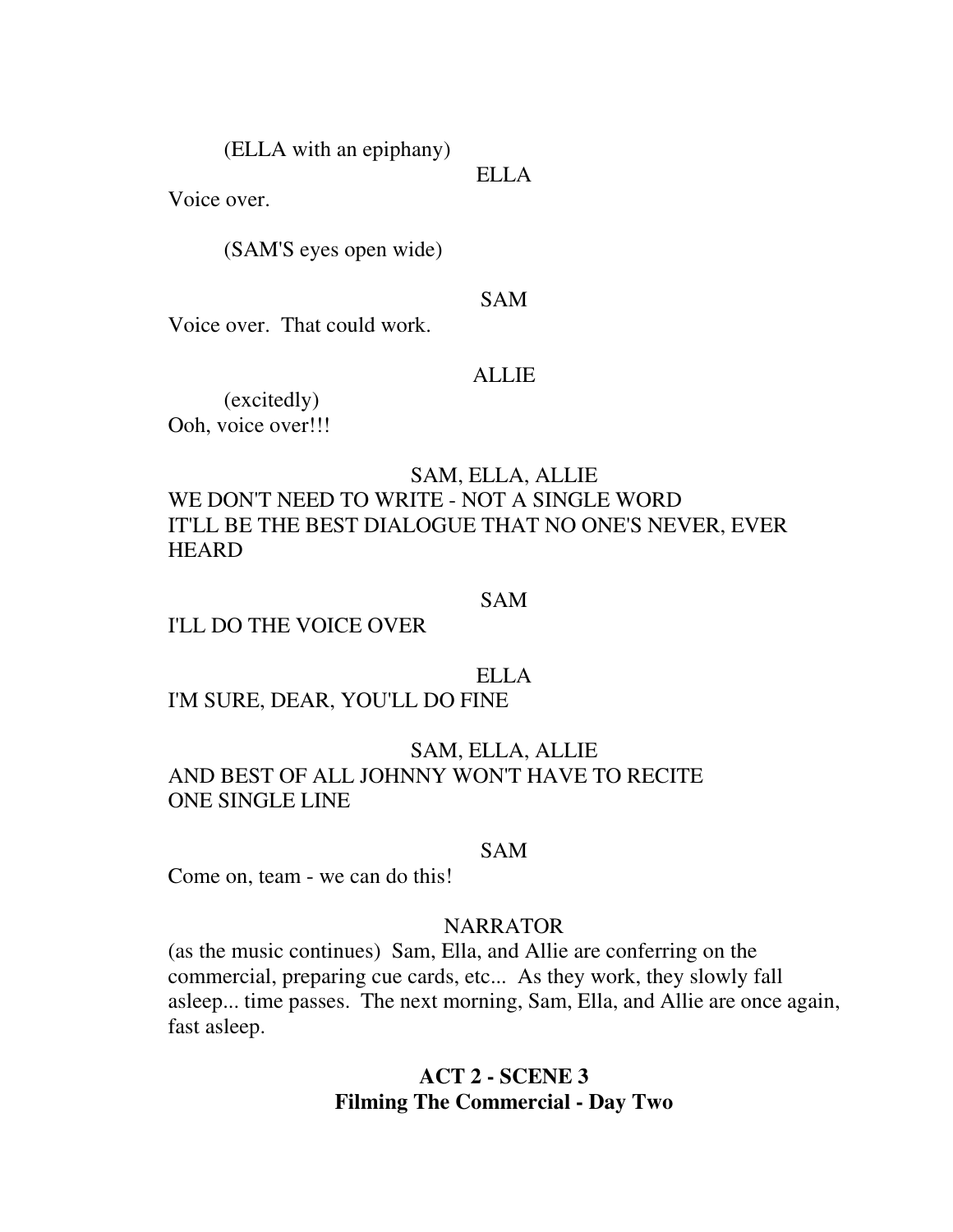(ELLA with an epiphany)

ELLA

Voice over.

(SAM'S eyes open wide)

SAM

Voice over. That could work.

ALLIE

(excitedly)

Ooh, voice over!!!

SAM, ELLA, ALLIE

WE DON'T NEED TO WRITE - NOT A SINGLE WORD
IT'LL BE THE BEST DIALOGUE THAT NO ONE'S NEVER, EVER HEARD

SAM

I'LL DO THE VOICE OVER

ELLA

I'M SURE, DEAR, YOU'LL DO FINE

SAM, ELLA, ALLIE

AND BEST OF ALL JOHNNY WON'T HAVE TO RECITE
ONE SINGLE LINE

SAM

Come on, team - we can do this!

NARRATOR

(as the music continues) Sam, Ella, and Allie are conferring on the commercial, preparing cue cards, etc... As they work, they slowly fall asleep... time passes. The next morning, Sam, Ella, and Allie are once again, fast asleep.

## ACT 2 - SCENE 3
## Filming The Commercial - Day Two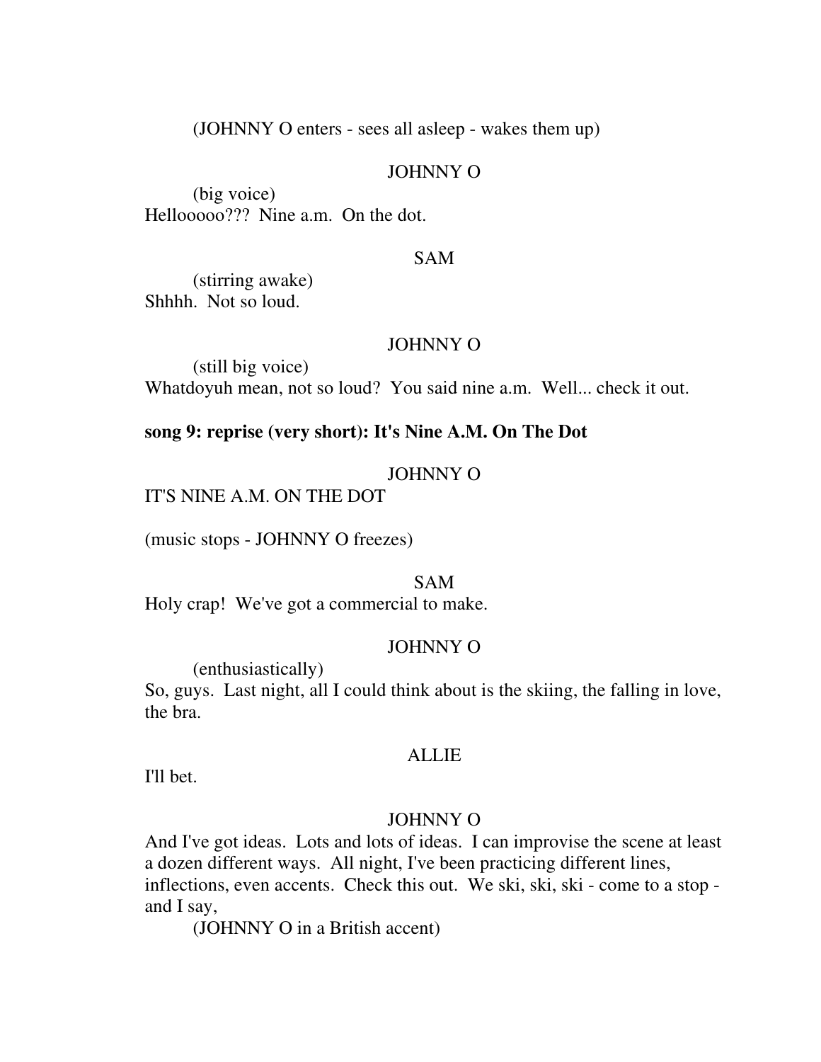(JOHNNY O enters - sees all asleep - wakes them up)

JOHNNY O

(big voice)
Hellooooo??? Nine a.m. On the dot.

SAM

(stirring awake)
Shhhh. Not so loud.

JOHNNY O

(still big voice)
Whatdoyuh mean, not so loud? You said nine a.m. Well... check it out.

**song 9: reprise (very short): It's Nine A.M. On The Dot**

JOHNNY O

IT'S NINE A.M. ON THE DOT

(music stops - JOHNNY O freezes)

SAM

Holy crap! We've got a commercial to make.

JOHNNY O

(enthusiastically)
So, guys. Last night, all I could think about is the skiing, the falling in love, the bra.

ALLIE

I'll bet.

JOHNNY O

And I've got ideas. Lots and lots of ideas. I can improvise the scene at least a dozen different ways. All night, I've been practicing different lines, inflections, even accents. Check this out. We ski, ski, ski - come to a stop - and I say,

(JOHNNY O in a British accent)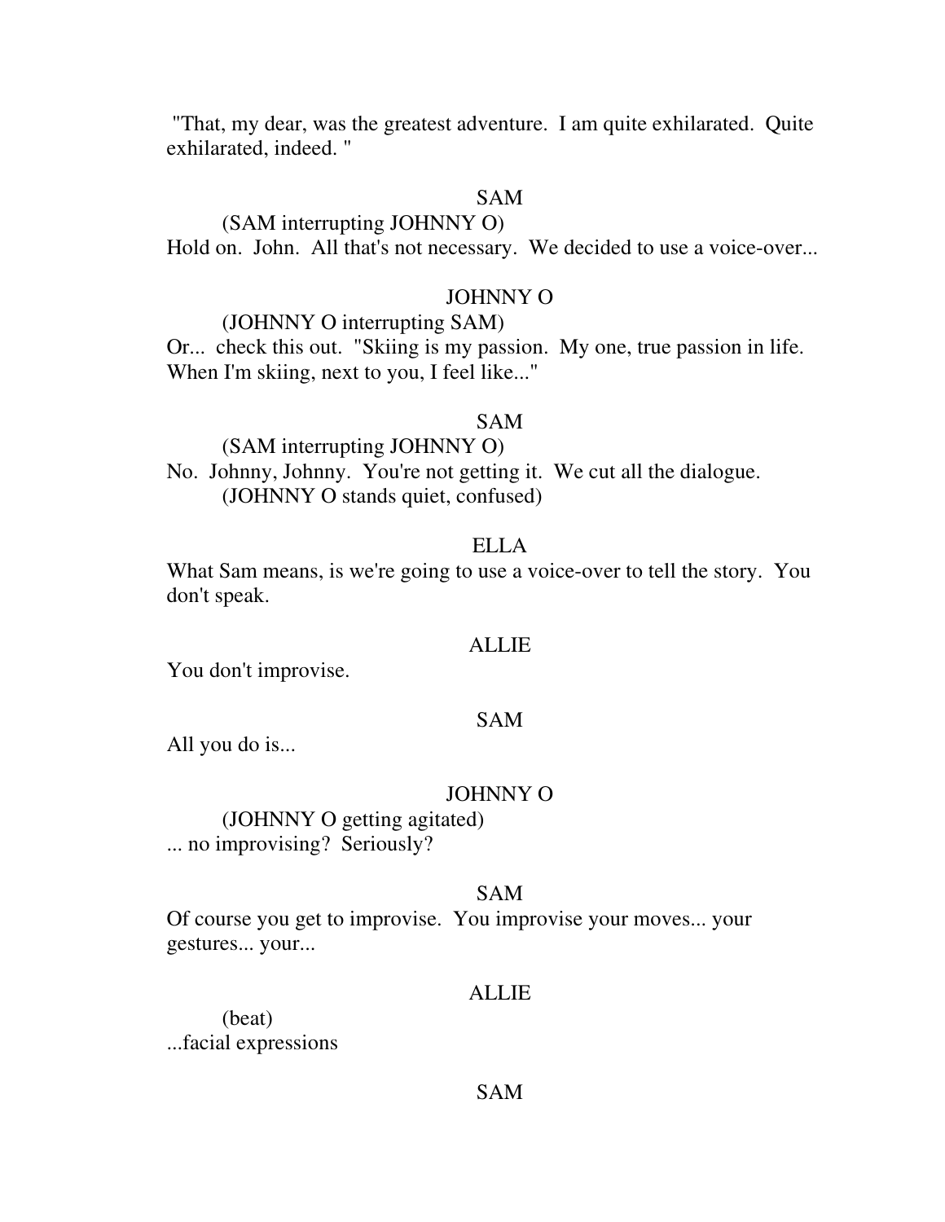"That, my dear, was the greatest adventure. I am quite exhilarated. Quite exhilarated, indeed. "

SAM

(SAM interrupting JOHNNY O)

Hold on. John. All that's not necessary. We decided to use a voice-over...

JOHNNY O

(JOHNNY O interrupting SAM)

Or... check this out. "Skiing is my passion. My one, true passion in life. When I'm skiing, next to you, I feel like..."

SAM

(SAM interrupting JOHNNY O)

No. Johnny, Johnny. You're not getting it. We cut all the dialogue.

(JOHNNY O stands quiet, confused)

ELLA

What Sam means, is we're going to use a voice-over to tell the story. You don't speak.

ALLIE

You don't improvise.

SAM

All you do is...

JOHNNY O

(JOHNNY O getting agitated)

... no improvising? Seriously?

SAM

Of course you get to improvise. You improvise your moves... your gestures... your...

ALLIE

(beat)

...facial expressions

SAM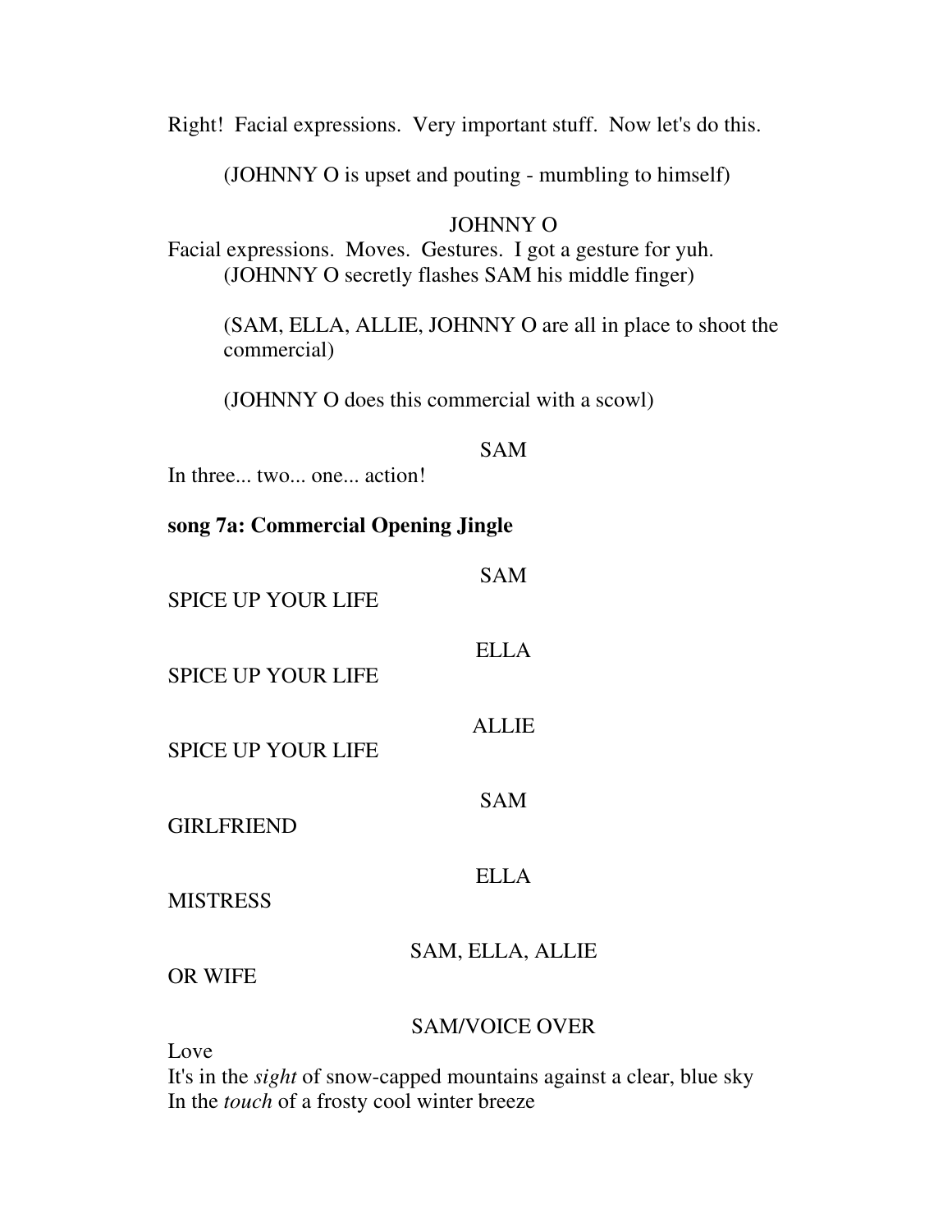Right!  Facial expressions.  Very important stuff.  Now let's do this.

(JOHNNY O is upset and pouting - mumbling to himself)

JOHNNY O

Facial expressions.  Moves.  Gestures.  I got a gesture for yuh.
(JOHNNY O secretly flashes SAM his middle finger)

(SAM, ELLA, ALLIE, JOHNNY O are all in place to shoot the commercial)

(JOHNNY O does this commercial with a scowl)

SAM

In three... two... one... action!

**song 7a: Commercial Opening Jingle**

SAM

SPICE UP YOUR LIFE

ELLA

SPICE UP YOUR LIFE

ALLIE

SPICE UP YOUR LIFE

SAM

GIRLFRIEND

ELLA

MISTRESS

SAM, ELLA, ALLIE

OR WIFE

SAM/VOICE OVER

Love
It's in the *sight* of snow-capped mountains against a clear, blue sky
In the *touch* of a frosty cool winter breeze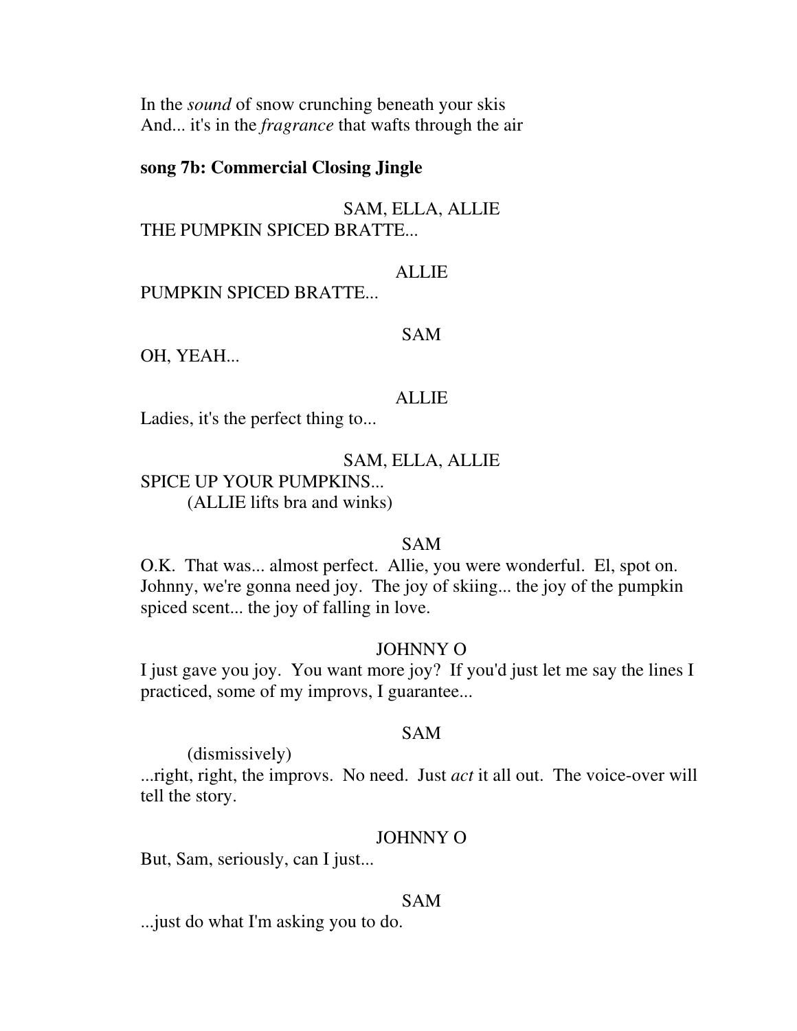In the *sound* of snow crunching beneath your skis
And... it's in the *fragrance* that wafts through the air

**song 7b: Commercial Closing Jingle**

SAM, ELLA, ALLIE
THE PUMPKIN SPICED BRATTE...

ALLIE
PUMPKIN SPICED BRATTE...

SAM
OH, YEAH...

ALLIE
Ladies, it's the perfect thing to...

SAM, ELLA, ALLIE
SPICE UP YOUR PUMPKINS...
(ALLIE lifts bra and winks)

SAM
O.K. That was... almost perfect. Allie, you were wonderful. El, spot on. Johnny, we're gonna need joy. The joy of skiing... the joy of the pumpkin spiced scent... the joy of falling in love.

JOHNNY O
I just gave you joy. You want more joy? If you'd just let me say the lines I practiced, some of my improvs, I guarantee...

SAM
(dismissively)
...right, right, the improvs. No need. Just *act* it all out. The voice-over will tell the story.

JOHNNY O
But, Sam, seriously, can I just...

SAM
...just do what I'm asking you to do.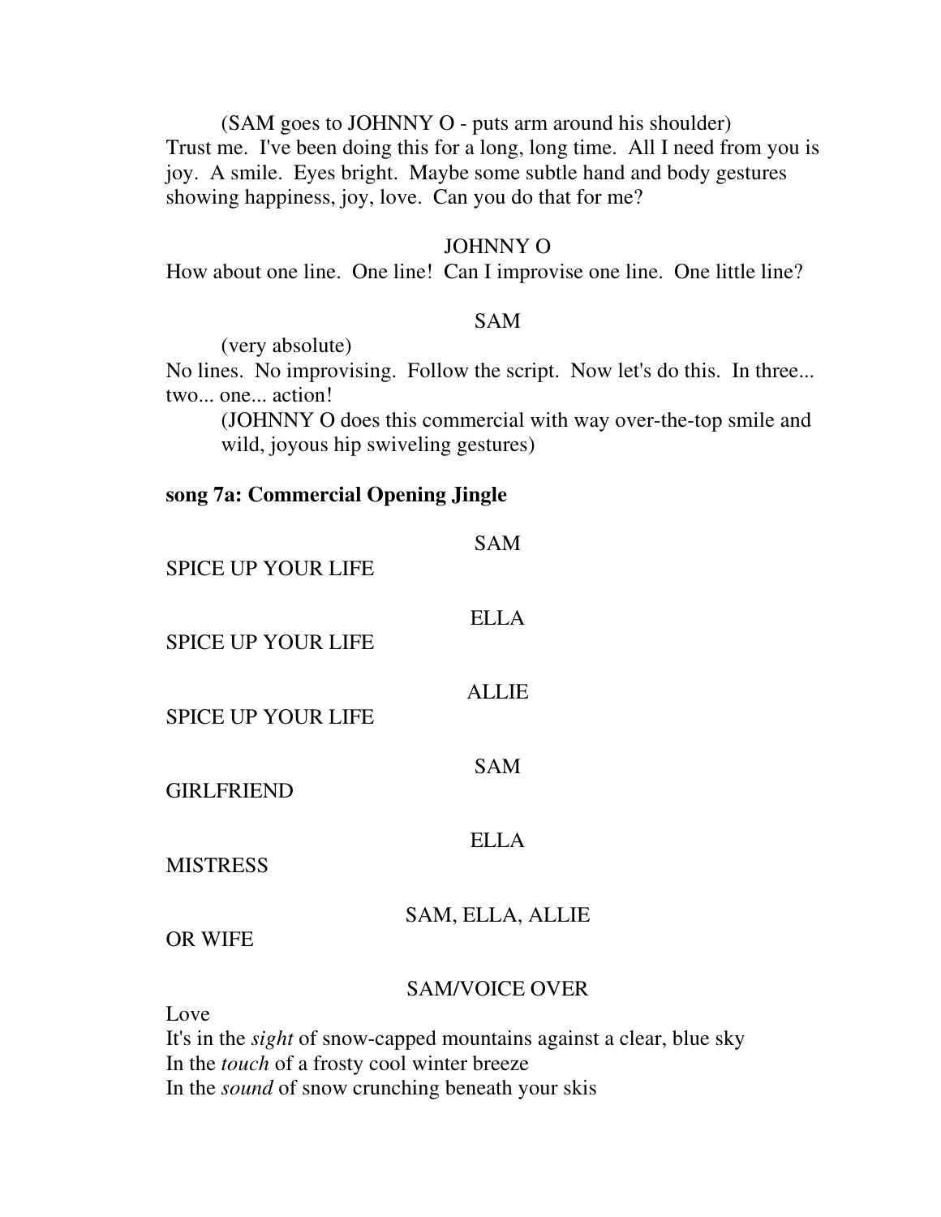(SAM goes to JOHNNY O - puts arm around his shoulder)

Trust me. I've been doing this for a long, long time. All I need from you is joy. A smile. Eyes bright. Maybe some subtle hand and body gestures showing happiness, joy, love. Can you do that for me?

JOHNNY O

How about one line. One line! Can I improvise one line. One little line?

SAM

(very absolute)

No lines. No improvising. Follow the script. Now let's do this. In three... two... one... action!

(JOHNNY O does this commercial with way over-the-top smile and wild, joyous hip swiveling gestures)

**song 7a: Commercial Opening Jingle**

SAM

SPICE UP YOUR LIFE

ELLA

SPICE UP YOUR LIFE

ALLIE

SPICE UP YOUR LIFE

SAM

GIRLFRIEND

ELLA

MISTRESS

SAM, ELLA, ALLIE

OR WIFE

SAM/VOICE OVER

Love

It's in the *sight* of snow-capped mountains against a clear, blue sky

In the *touch* of a frosty cool winter breeze

In the *sound* of snow crunching beneath your skis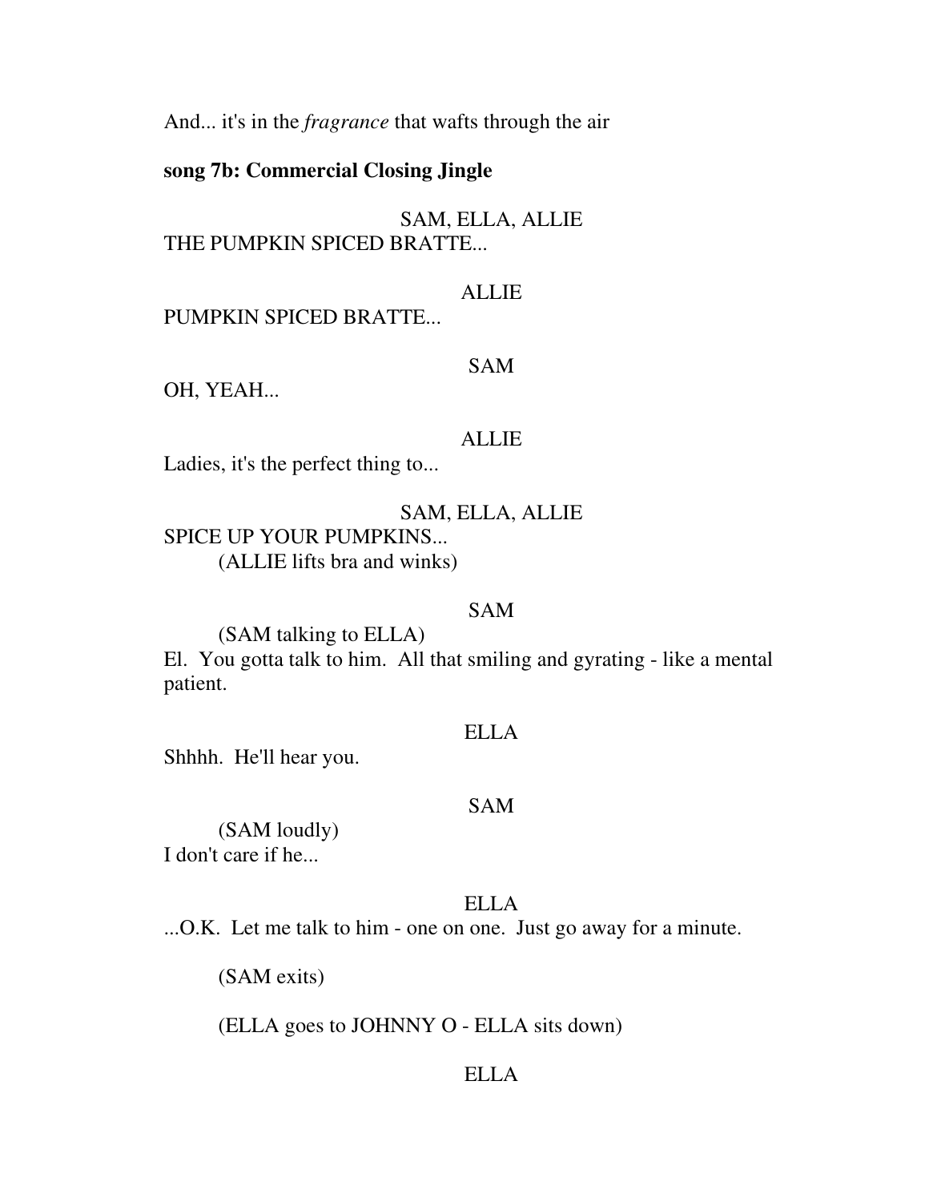And... it's in the *fragrance* that wafts through the air

**song 7b: Commercial Closing Jingle**

SAM, ELLA, ALLIE
THE PUMPKIN SPICED BRATTE...

ALLIE
PUMPKIN SPICED BRATTE...

SAM
OH, YEAH...

ALLIE
Ladies, it's the perfect thing to...

SAM, ELLA, ALLIE
SPICE UP YOUR PUMPKINS...
(ALLIE lifts bra and winks)

SAM
(SAM talking to ELLA)
El. You gotta talk to him. All that smiling and gyrating - like a mental patient.

ELLA
Shhhh. He'll hear you.

SAM
(SAM loudly)
I don't care if he...

ELLA
...O.K. Let me talk to him - one on one. Just go away for a minute.

(SAM exits)

(ELLA goes to JOHNNY O - ELLA sits down)

ELLA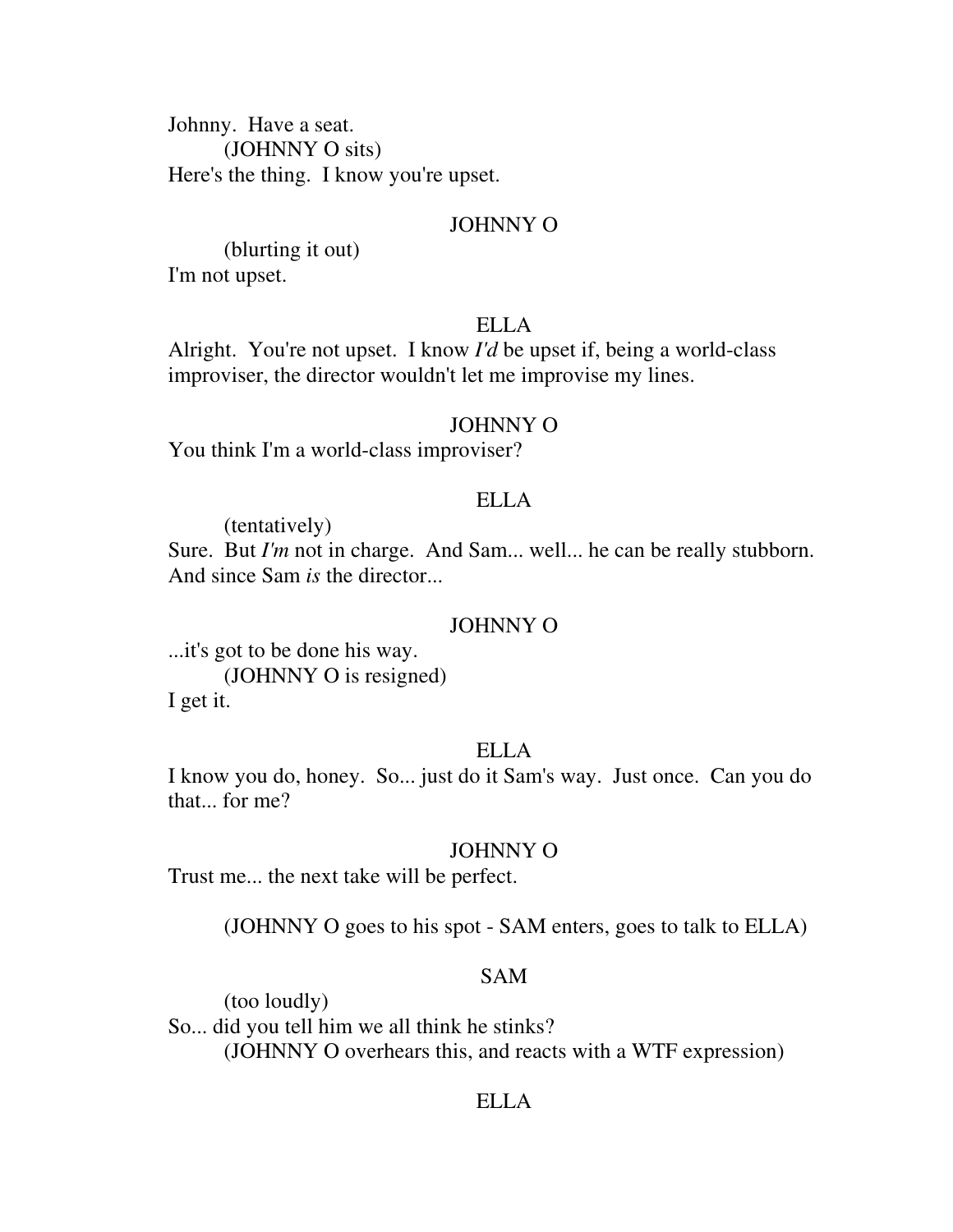Johnny. Have a seat.

(JOHNNY O sits)

Here's the thing. I know you're upset.

JOHNNY O

(blurting it out)

I'm not upset.

ELLA

Alright. You're not upset. I know *I'd* be upset if, being a world-class improviser, the director wouldn't let me improvise my lines.

JOHNNY O

You think I'm a world-class improviser?

ELLA

(tentatively)

Sure. But *I'm* not in charge. And Sam... well... he can be really stubborn. And since Sam *is* the director...

JOHNNY O

...it's got to be done his way.

(JOHNNY O is resigned)

I get it.

ELLA

I know you do, honey. So... just do it Sam's way. Just once. Can you do that... for me?

JOHNNY O

Trust me... the next take will be perfect.

(JOHNNY O goes to his spot - SAM enters, goes to talk to ELLA)

SAM

(too loudly)

So... did you tell him we all think he stinks?

(JOHNNY O overhears this, and reacts with a WTF expression)

ELLA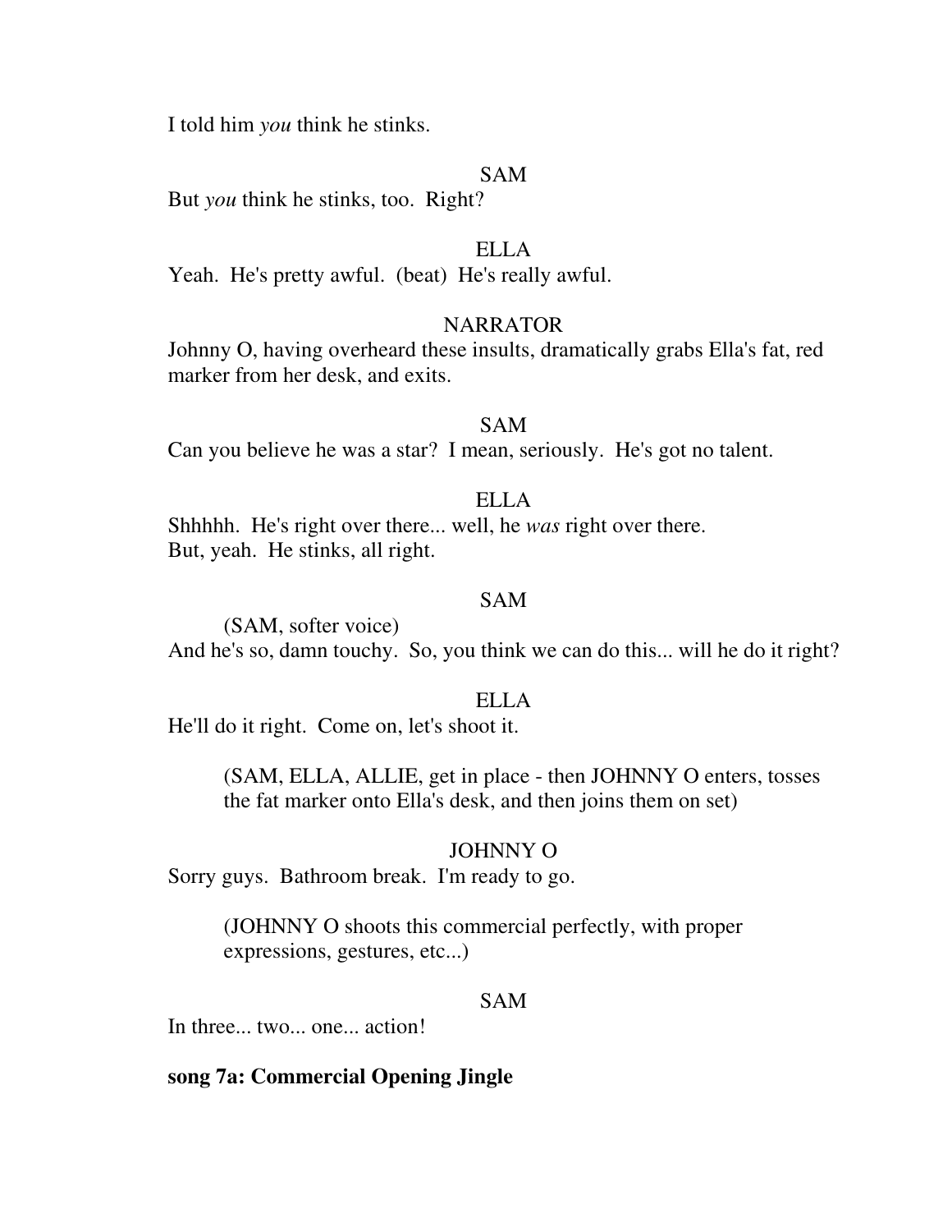I told him *you* think he stinks.

SAM

But *you* think he stinks, too. Right?

ELLA

Yeah. He's pretty awful. (beat) He's really awful.

NARRATOR

Johnny O, having overheard these insults, dramatically grabs Ella's fat, red marker from her desk, and exits.

SAM

Can you believe he was a star? I mean, seriously. He's got no talent.

ELLA

Shhhhh. He's right over there... well, he *was* right over there.
But, yeah. He stinks, all right.

SAM

(SAM, softer voice)
And he's so, damn touchy. So, you think we can do this... will he do it right?

ELLA

He'll do it right. Come on, let's shoot it.

(SAM, ELLA, ALLIE, get in place - then JOHNNY O enters, tosses the fat marker onto Ella's desk, and then joins them on set)

JOHNNY O

Sorry guys. Bathroom break. I'm ready to go.

(JOHNNY O shoots this commercial perfectly, with proper expressions, gestures, etc...)

SAM

In three... two... one... action!

**song 7a: Commercial Opening Jingle**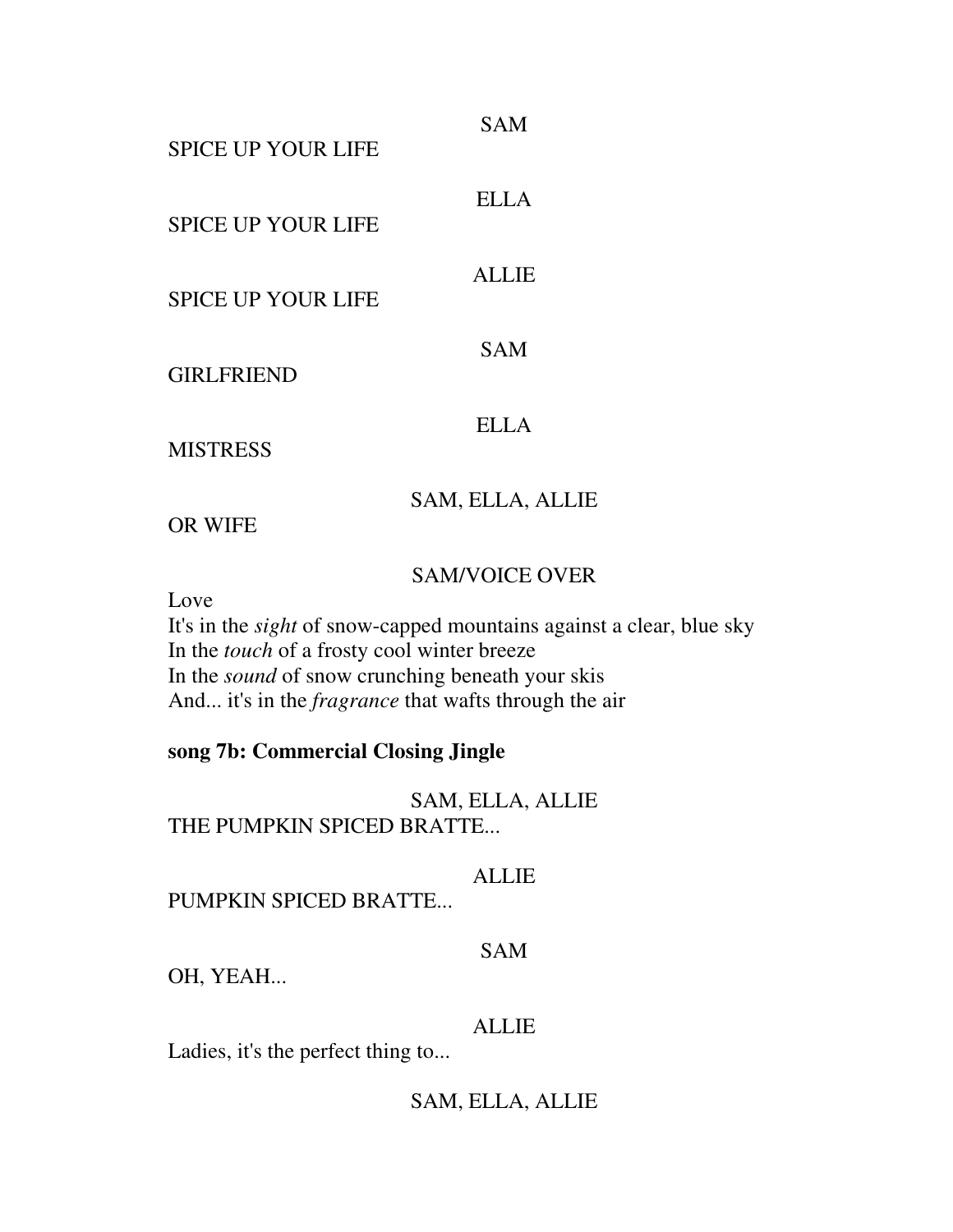SAM

SPICE UP YOUR LIFE

ELLA

SPICE UP YOUR LIFE

ALLIE

SPICE UP YOUR LIFE

SAM

GIRLFRIEND

ELLA

MISTRESS

SAM, ELLA, ALLIE

OR WIFE

SAM/VOICE OVER

Love
It's in the *sight* of snow-capped mountains against a clear, blue sky
In the *touch* of a frosty cool winter breeze
In the *sound* of snow crunching beneath your skis
And... it's in the *fragrance* that wafts through the air

**song 7b: Commercial Closing Jingle**

SAM, ELLA, ALLIE

THE PUMPKIN SPICED BRATTE...

ALLIE

PUMPKIN SPICED BRATTE...

SAM

OH, YEAH...

ALLIE

Ladies, it's the perfect thing to...

SAM, ELLA, ALLIE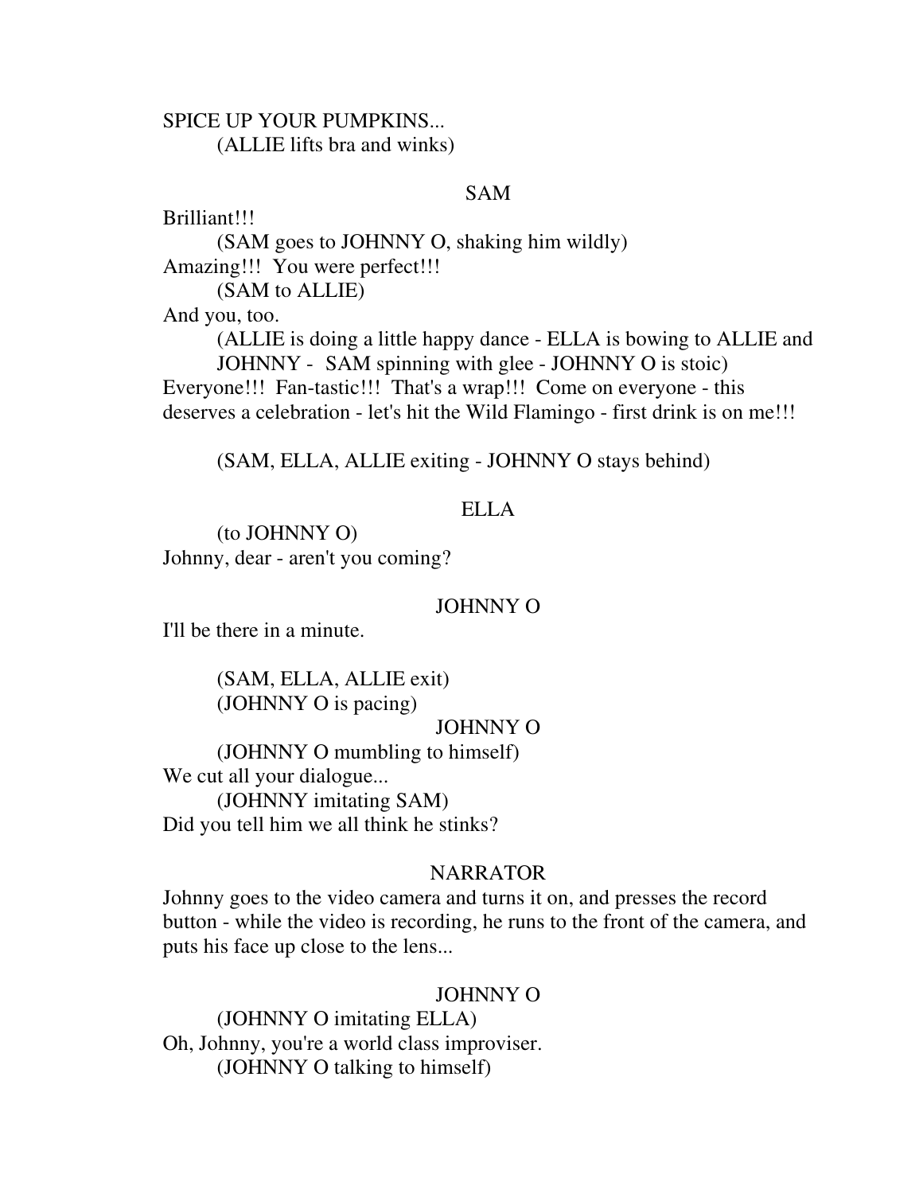SPICE UP YOUR PUMPKINS...

(ALLIE lifts bra and winks)

SAM

Brilliant!!!

(SAM goes to JOHNNY O, shaking him wildly)

Amazing!!! You were perfect!!!

(SAM to ALLIE)

And you, too.

(ALLIE is doing a little happy dance - ELLA is bowing to ALLIE and JOHNNY - SAM spinning with glee - JOHNNY O is stoic)

Everyone!!! Fan-tastic!!! That's a wrap!!! Come on everyone - this deserves a celebration - let's hit the Wild Flamingo - first drink is on me!!!

(SAM, ELLA, ALLIE exiting - JOHNNY O stays behind)

ELLA

(to JOHNNY O)

Johnny, dear - aren't you coming?

JOHNNY O

I'll be there in a minute.

(SAM, ELLA, ALLIE exit)

(JOHNNY O is pacing)

JOHNNY O

(JOHNNY O mumbling to himself)

We cut all your dialogue...

(JOHNNY imitating SAM)

Did you tell him we all think he stinks?

NARRATOR

Johnny goes to the video camera and turns it on, and presses the record button - while the video is recording, he runs to the front of the camera, and puts his face up close to the lens...

JOHNNY O

(JOHNNY O imitating ELLA)

Oh, Johnny, you're a world class improviser.

(JOHNNY O talking to himself)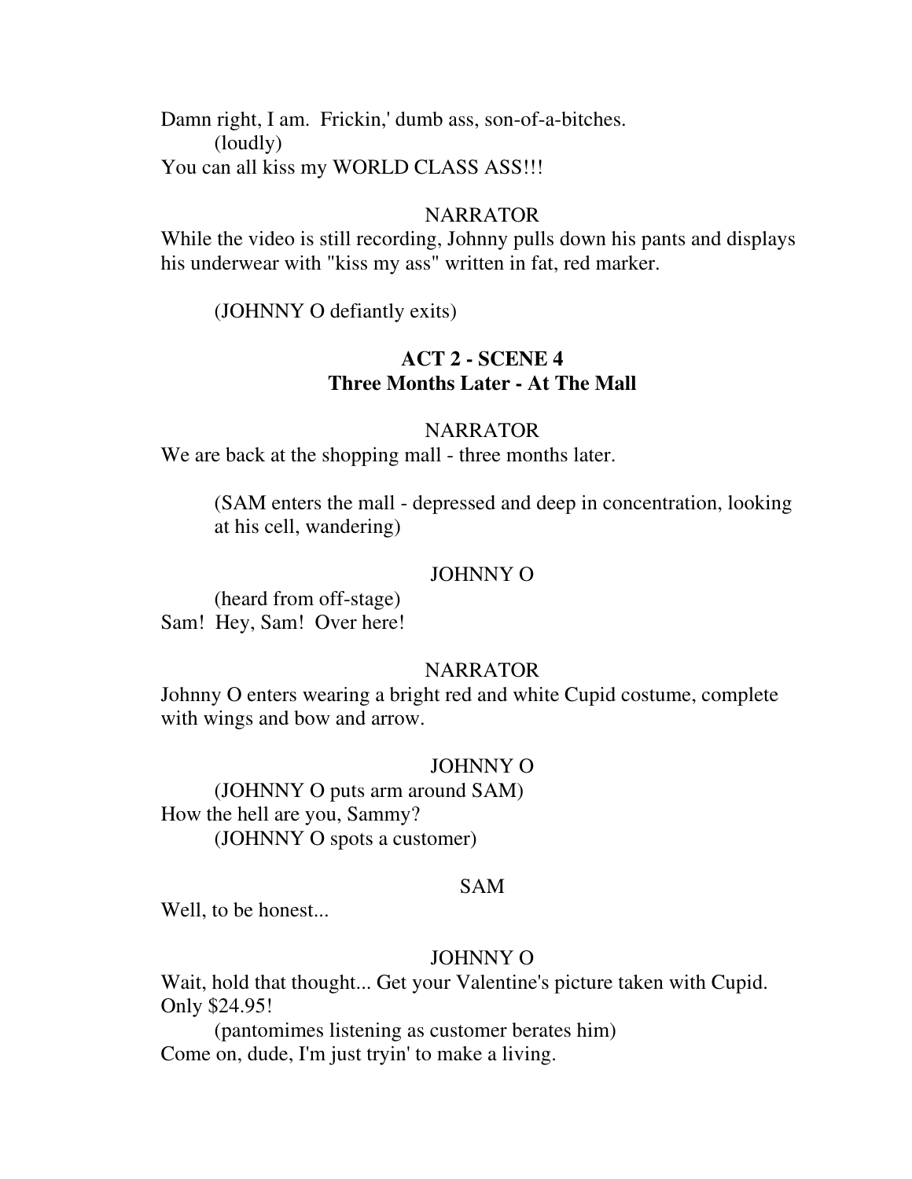Damn right, I am. Frickin,' dumb ass, son-of-a-bitches.

(loudly)

You can all kiss my WORLD CLASS ASS!!!

NARRATOR

While the video is still recording, Johnny pulls down his pants and displays his underwear with "kiss my ass" written in fat, red marker.

(JOHNNY O defiantly exits)

**ACT 2 - SCENE 4**
**Three Months Later - At The Mall**

NARRATOR

We are back at the shopping mall - three months later.

(SAM enters the mall - depressed and deep in concentration, looking at his cell, wandering)

JOHNNY O

(heard from off-stage)

Sam! Hey, Sam! Over here!

NARRATOR

Johnny O enters wearing a bright red and white Cupid costume, complete with wings and bow and arrow.

JOHNNY O

(JOHNNY O puts arm around SAM)

How the hell are you, Sammy?

(JOHNNY O spots a customer)

SAM

Well, to be honest...

JOHNNY O

Wait, hold that thought... Get your Valentine's picture taken with Cupid. Only $24.95!

(pantomimes listening as customer berates him)

Come on, dude, I'm just tryin' to make a living.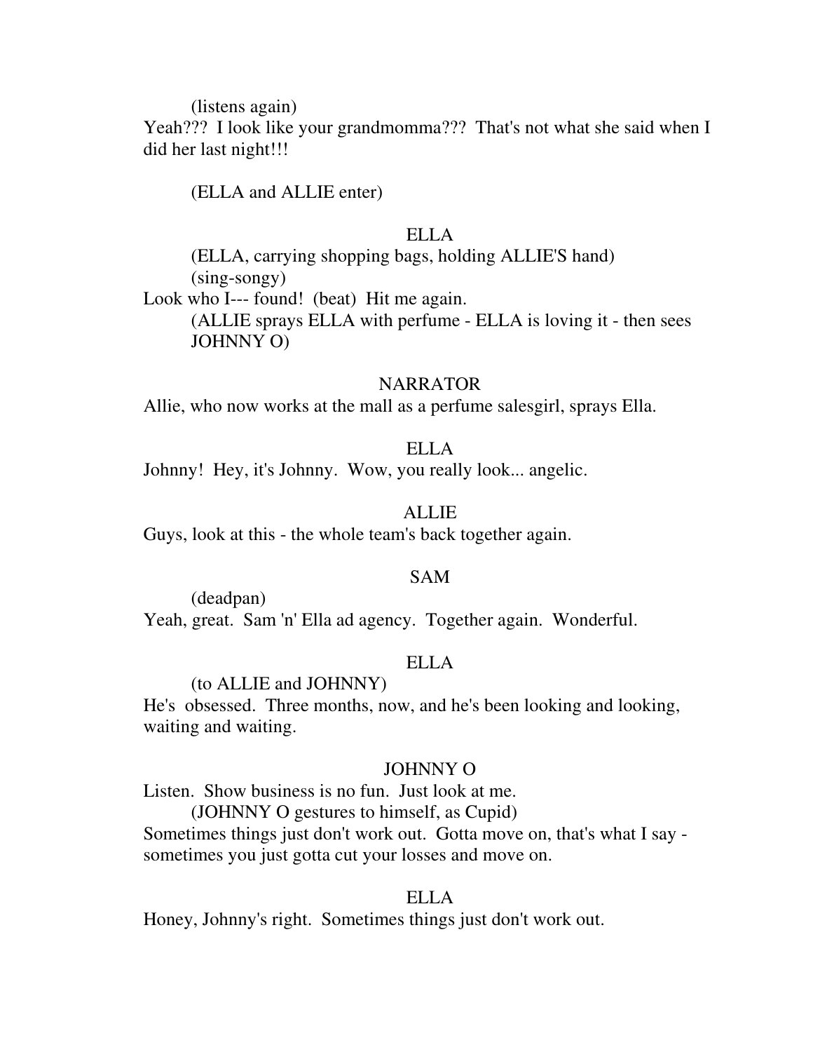(listens again)

Yeah??? I look like your grandmomma??? That's not what she said when I did her last night!!!

(ELLA and ALLIE enter)

ELLA

(ELLA, carrying shopping bags, holding ALLIE'S hand)

(sing-songy)

Look who I--- found! (beat) Hit me again.

(ALLIE sprays ELLA with perfume - ELLA is loving it - then sees JOHNNY O)

NARRATOR

Allie, who now works at the mall as a perfume salesgirl, sprays Ella.

ELLA

Johnny! Hey, it's Johnny. Wow, you really look... angelic.

ALLIE

Guys, look at this - the whole team's back together again.

SAM

(deadpan)

Yeah, great. Sam 'n' Ella ad agency. Together again. Wonderful.

ELLA

(to ALLIE and JOHNNY)

He's obsessed. Three months, now, and he's been looking and looking, waiting and waiting.

JOHNNY O

Listen. Show business is no fun. Just look at me.

(JOHNNY O gestures to himself, as Cupid)

Sometimes things just don't work out. Gotta move on, that's what I say - sometimes you just gotta cut your losses and move on.

ELLA

Honey, Johnny's right. Sometimes things just don't work out.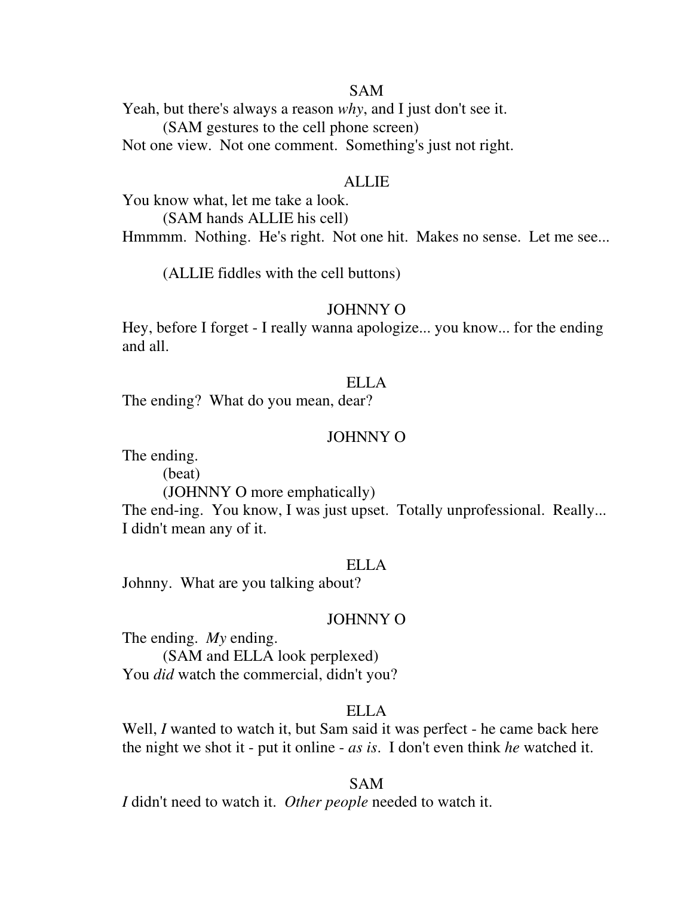SAM

Yeah, but there's always a reason *why*, and I just don't see it.

(SAM gestures to the cell phone screen)

Not one view. Not one comment. Something's just not right.

ALLIE

You know what, let me take a look.

(SAM hands ALLIE his cell)

Hmmmm. Nothing. He's right. Not one hit. Makes no sense. Let me see...

(ALLIE fiddles with the cell buttons)

JOHNNY O

Hey, before I forget - I really wanna apologize... you know... for the ending and all.

ELLA

The ending? What do you mean, dear?

JOHNNY O

The ending.

(beat)

(JOHNNY O more emphatically)

The end-ing. You know, I was just upset. Totally unprofessional. Really... I didn't mean any of it.

ELLA

Johnny. What are you talking about?

JOHNNY O

The ending. *My* ending.

(SAM and ELLA look perplexed)

You *did* watch the commercial, didn't you?

ELLA

Well, *I* wanted to watch it, but Sam said it was perfect - he came back here the night we shot it - put it online - *as is*. I don't even think *he* watched it.

SAM

*I* didn't need to watch it. *Other people* needed to watch it.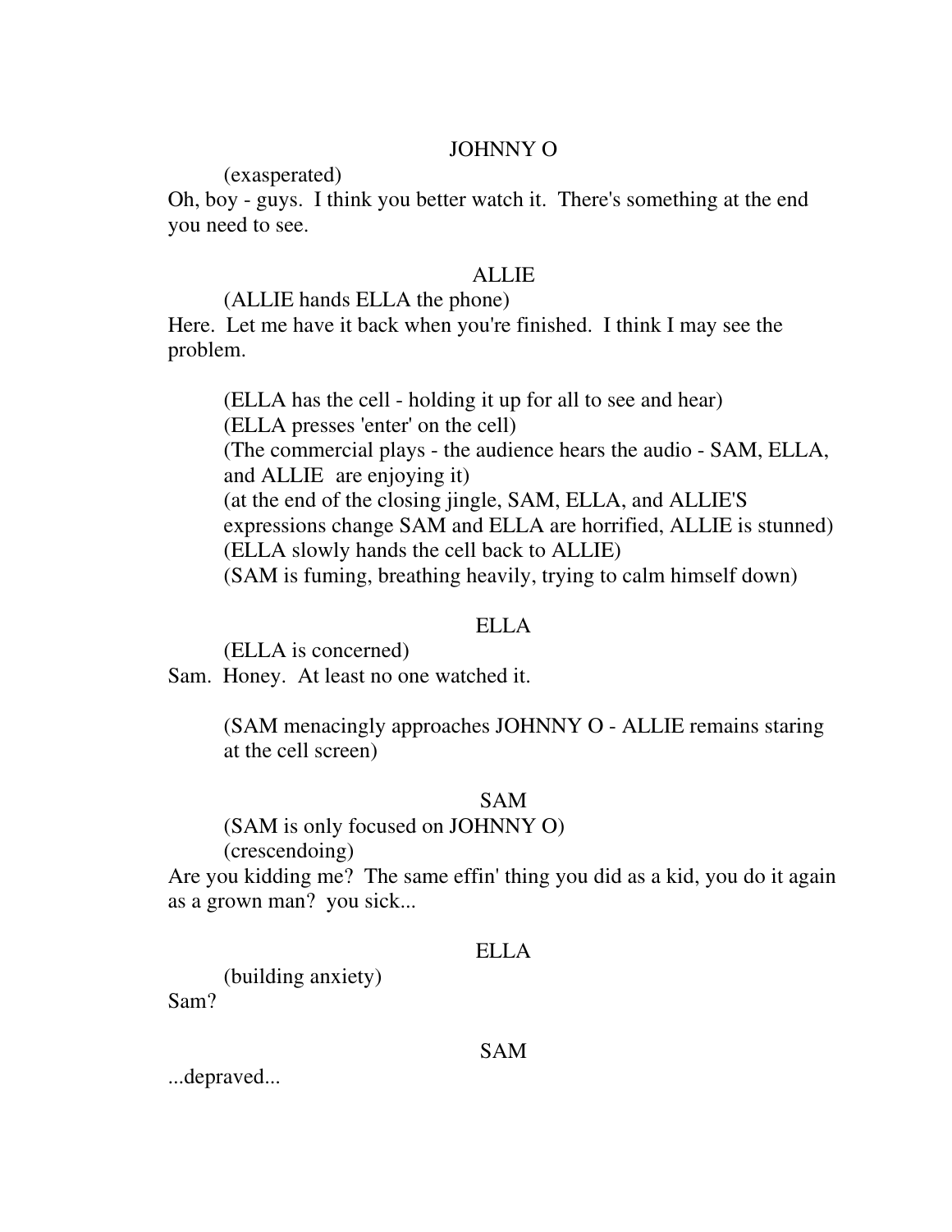JOHNNY O

(exasperated)

Oh, boy - guys.  I think you better watch it.  There's something at the end you need to see.

ALLIE

(ALLIE hands ELLA the phone)

Here.  Let me have it back when you're finished.  I think I may see the problem.

(ELLA has the cell - holding it up for all to see and hear)
(ELLA presses 'enter' on the cell)
(The commercial plays - the audience hears the audio - SAM, ELLA, and ALLIE  are enjoying it)
(at the end of the closing jingle, SAM, ELLA, and ALLIE'S expressions change SAM and ELLA are horrified, ALLIE is stunned)
(ELLA slowly hands the cell back to ALLIE)
(SAM is fuming, breathing heavily, trying to calm himself down)

ELLA

(ELLA is concerned)

Sam.  Honey.  At least no one watched it.

(SAM menacingly approaches JOHNNY O - ALLIE remains staring at the cell screen)

SAM

(SAM is only focused on JOHNNY O)
(crescendoing)

Are you kidding me?  The same effin' thing you did as a kid, you do it again as a grown man?  you sick...

ELLA

(building anxiety)

Sam?

SAM

...depraved...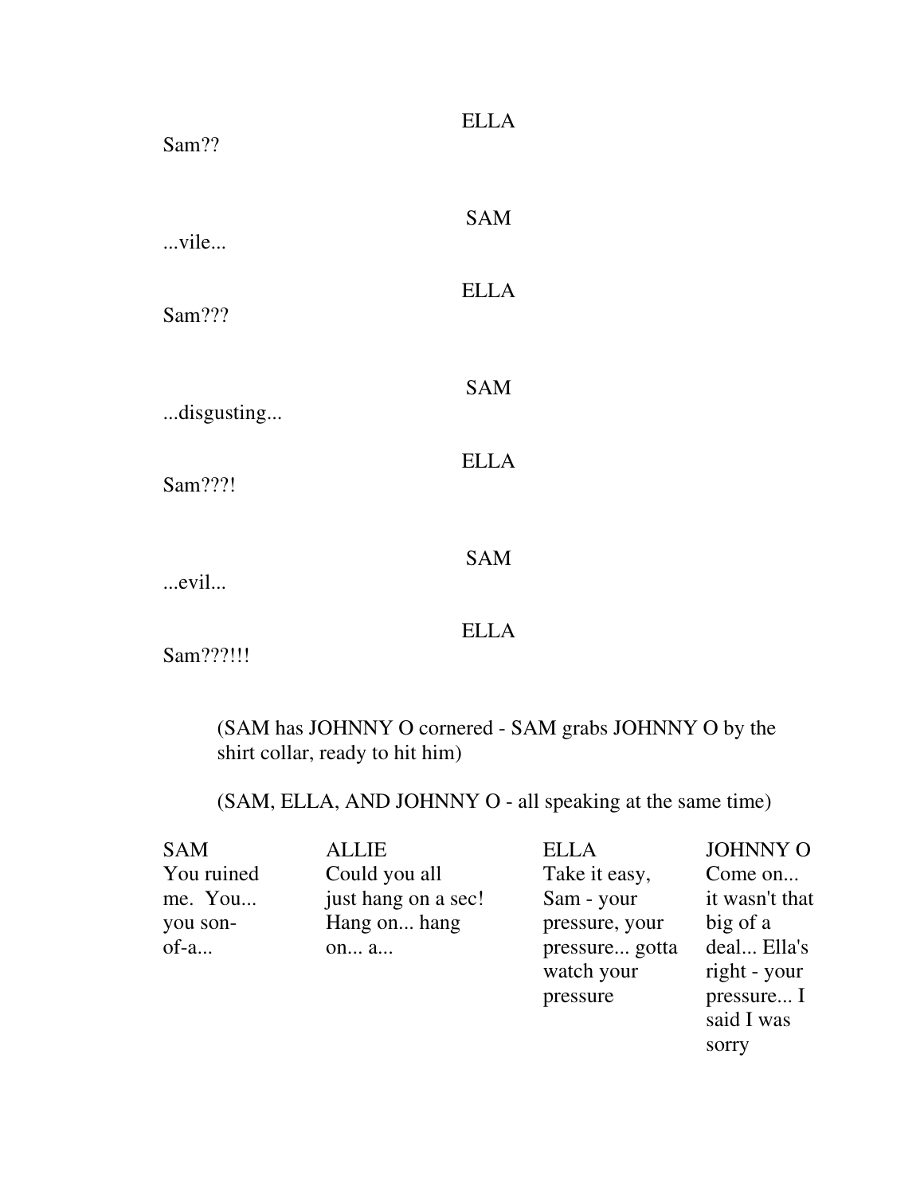ELLA

Sam??

SAM

...vile...

ELLA

Sam???

SAM

...disgusting...

ELLA

Sam???!

SAM

...evil...

ELLA

Sam???!!!

(SAM has JOHNNY O cornered - SAM grabs JOHNNY O by the shirt collar, ready to hit him)

(SAM, ELLA, AND JOHNNY O - all speaking at the same time)

| SAM | ALLIE | ELLA | JOHNNY O |
|---|---|---|---|
| You ruined me. You... you son-of-a... | Could you all just hang on a sec! Hang on... hang on... a... | Take it easy, Sam - your pressure, your pressure... gotta watch your pressure | Come on... it wasn't that big of a deal... Ella's right - your pressure... I said I was sorry |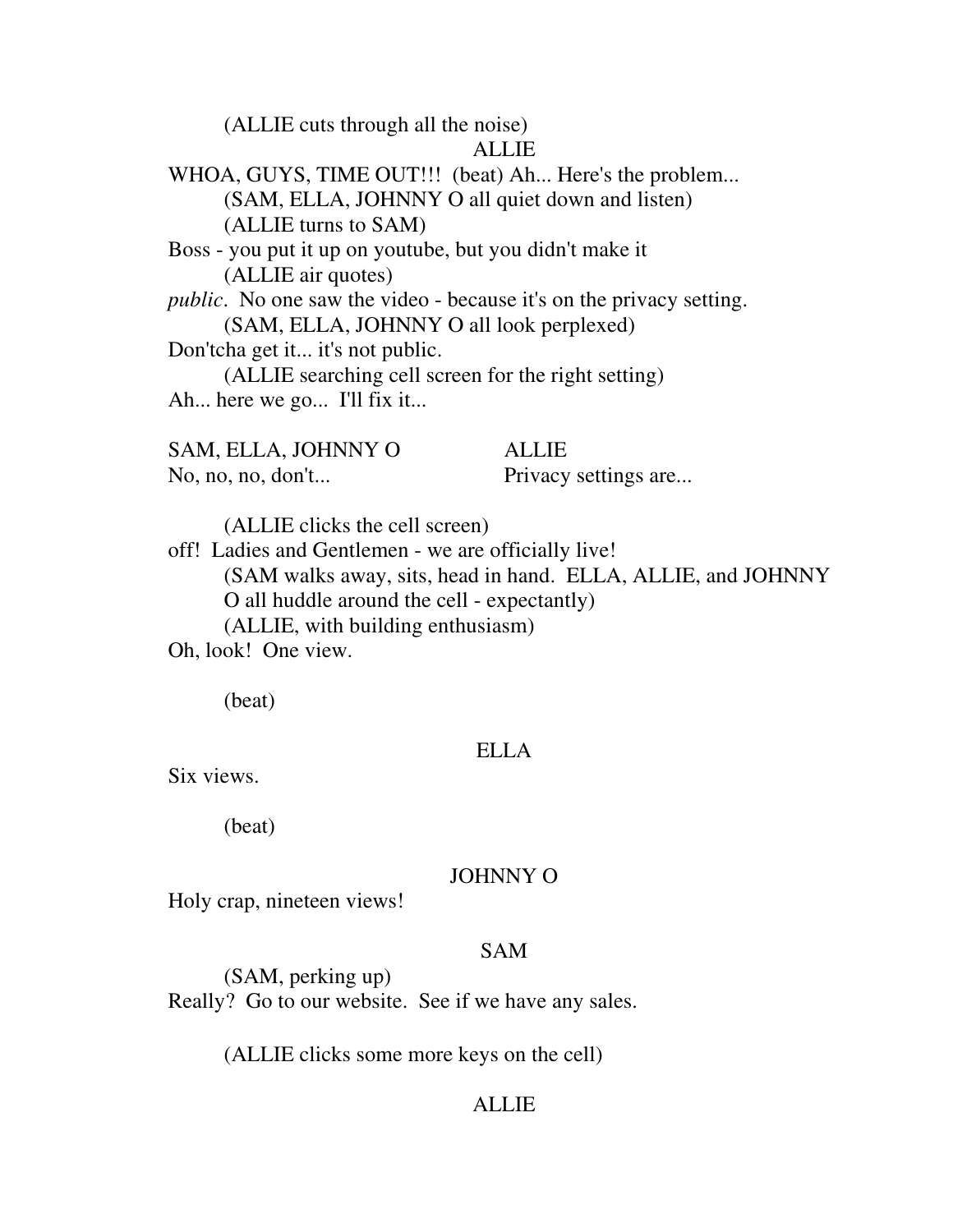(ALLIE cuts through all the noise)

ALLIE

WHOA, GUYS, TIME OUT!!! (beat) Ah... Here's the problem...

(SAM, ELLA, JOHNNY O all quiet down and listen)

(ALLIE turns to SAM)

Boss - you put it up on youtube, but you didn't make it

(ALLIE air quotes)

*public*. No one saw the video - because it's on the privacy setting.

(SAM, ELLA, JOHNNY O all look perplexed)

Don'tcha get it... it's not public.

(ALLIE searching cell screen for the right setting)

Ah... here we go... I'll fix it...

| SAM, ELLA, JOHNNY O | ALLIE |
|---|---|
| No, no, no, don't... | Privacy settings are... |

(ALLIE clicks the cell screen)

off! Ladies and Gentlemen - we are officially live!

(SAM walks away, sits, head in hand. ELLA, ALLIE, and JOHNNY O all huddle around the cell - expectantly)

(ALLIE, with building enthusiasm)

Oh, look! One view.

(beat)

ELLA

Six views.

(beat)

JOHNNY O

Holy crap, nineteen views!

SAM

(SAM, perking up)

Really? Go to our website. See if we have any sales.

(ALLIE clicks some more keys on the cell)

ALLIE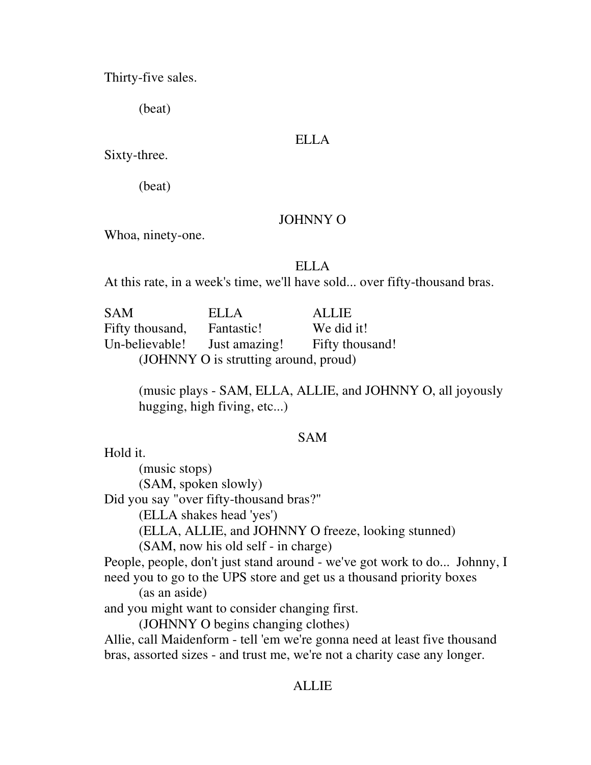Thirty-five sales.

(beat)

ELLA

Sixty-three.

(beat)

JOHNNY O

Whoa, ninety-one.

ELLA

At this rate, in a week's time, we'll have sold... over fifty-thousand bras.

| SAM | ELLA | ALLIE |
| --- | --- | --- |
| Fifty thousand, | Fantastic! | We did it! |
| Un-believable! | Just amazing! | Fifty thousand! |

(JOHNNY O is strutting around, proud)

(music plays - SAM, ELLA, ALLIE, and JOHNNY O, all joyously hugging, high fiving, etc...)

SAM

Hold it.

(music stops)

(SAM, spoken slowly)

Did you say "over fifty-thousand bras?"

(ELLA shakes head 'yes')

(ELLA, ALLIE, and JOHNNY O freeze, looking stunned)

(SAM, now his old self - in charge)

People, people, don't just stand around - we've got work to do... Johnny, I need you to go to the UPS store and get us a thousand priority boxes

(as an aside)

and you might want to consider changing first.

(JOHNNY O begins changing clothes)

Allie, call Maidenform - tell 'em we're gonna need at least five thousand bras, assorted sizes - and trust me, we're not a charity case any longer.

ALLIE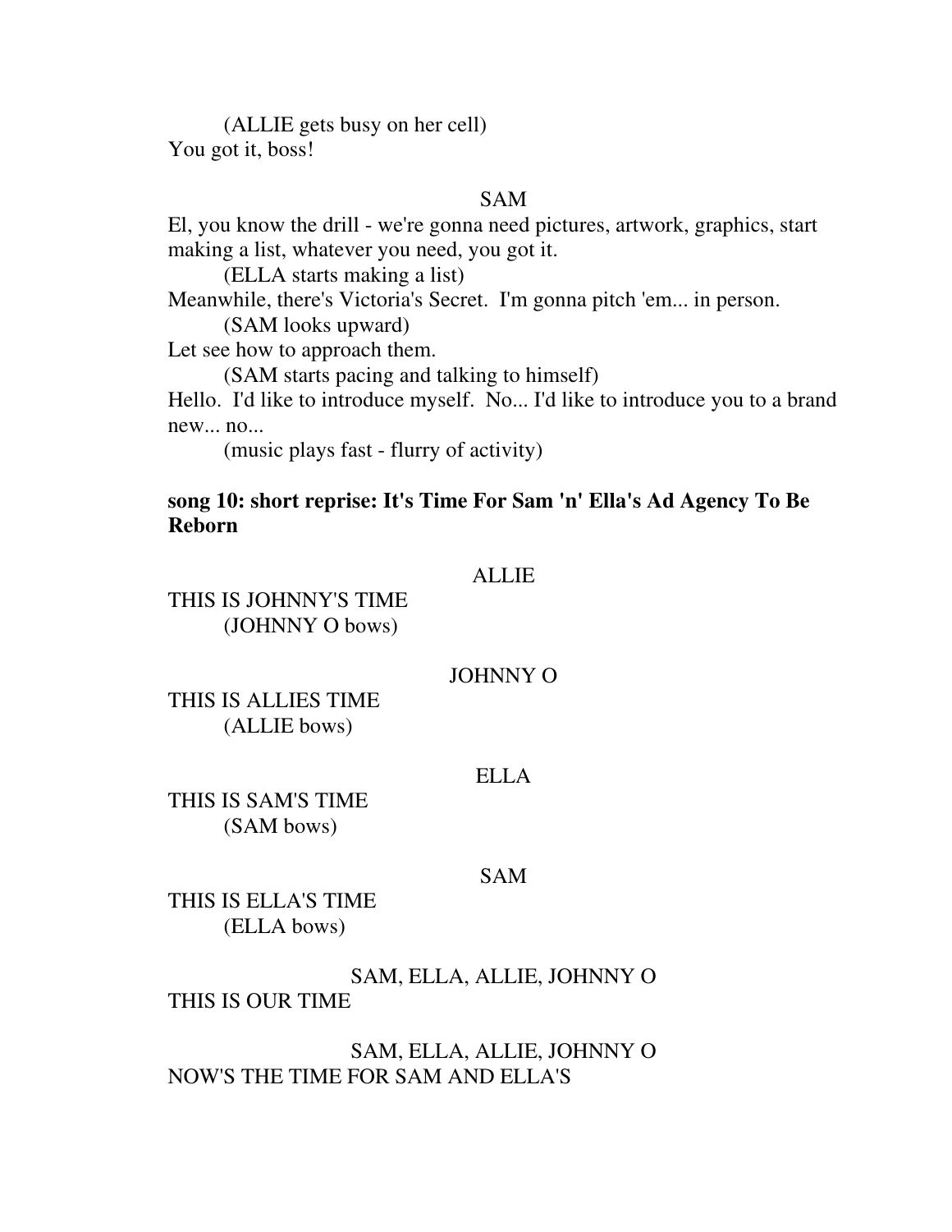(ALLIE gets busy on her cell)

You got it, boss!

SAM

El, you know the drill - we're gonna need pictures, artwork, graphics, start making a list, whatever you need, you got it.

(ELLA starts making a list)

Meanwhile, there's Victoria's Secret.  I'm gonna pitch 'em... in person.

(SAM looks upward)

Let see how to approach them.

(SAM starts pacing and talking to himself)

Hello.  I'd like to introduce myself.  No... I'd like to introduce you to a brand new... no...

(music plays fast - flurry of activity)

**song 10: short reprise: It's Time For Sam 'n' Ella's Ad Agency To Be Reborn**

ALLIE

THIS IS JOHNNY'S TIME

(JOHNNY O bows)

JOHNNY O

THIS IS ALLIES TIME

(ALLIE bows)

ELLA

THIS IS SAM'S TIME

(SAM bows)

SAM

THIS IS ELLA'S TIME

(ELLA bows)

SAM, ELLA, ALLIE, JOHNNY O

THIS IS OUR TIME

SAM, ELLA, ALLIE, JOHNNY O

NOW'S THE TIME FOR SAM AND ELLA'S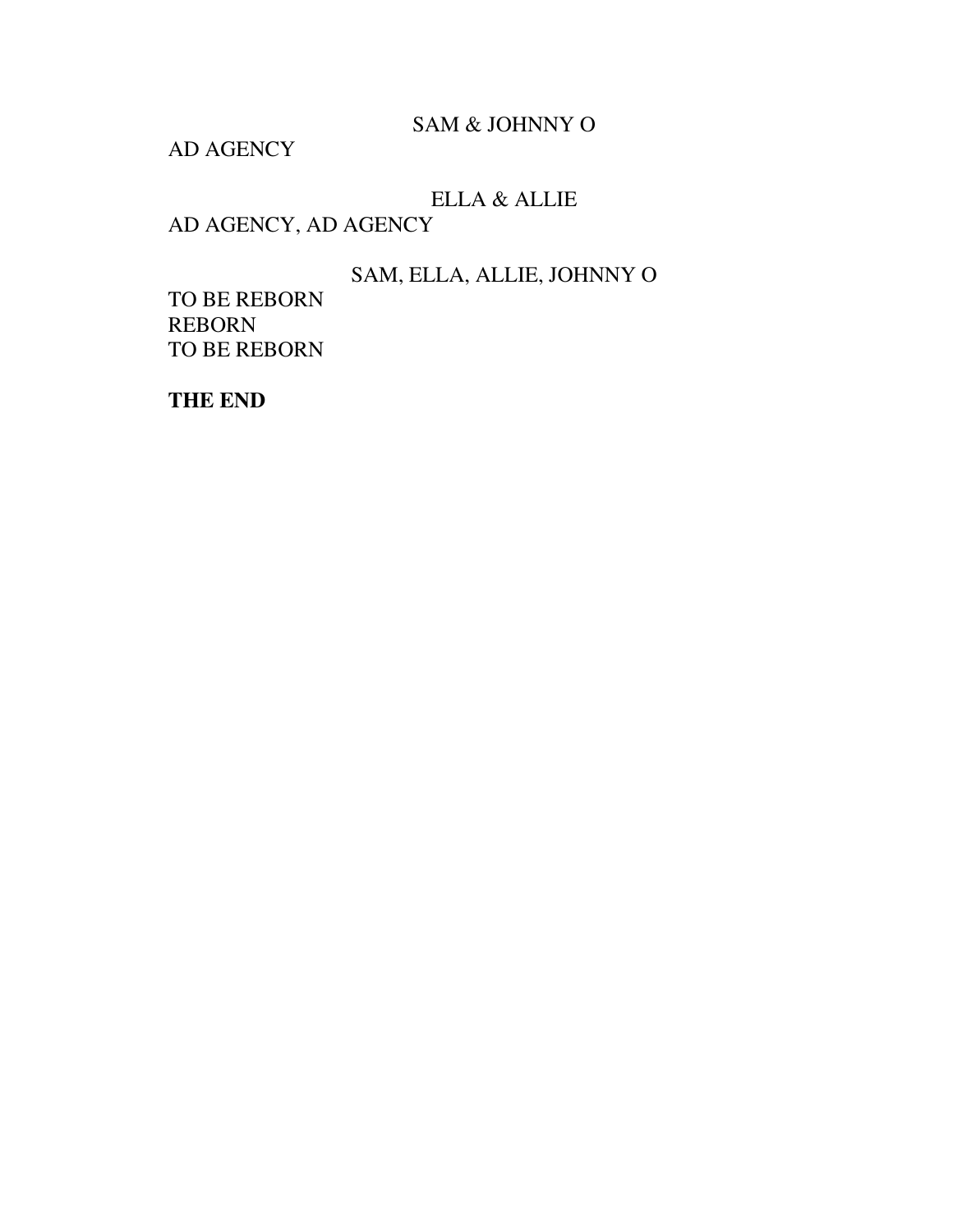SAM & JOHNNY O

AD AGENCY

ELLA & ALLIE

AD AGENCY, AD AGENCY

SAM, ELLA, ALLIE, JOHNNY O

TO BE REBORN
REBORN
TO BE REBORN

**THE END**